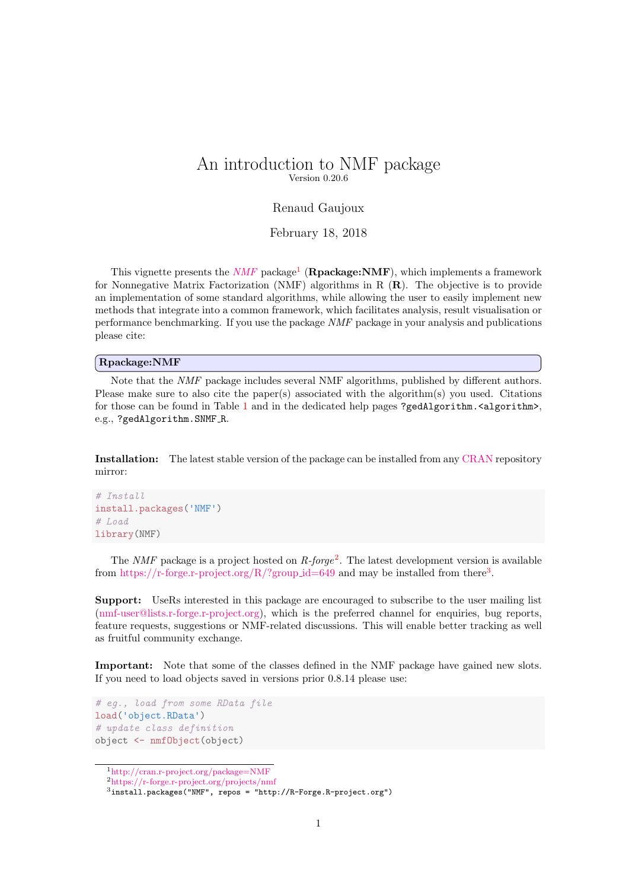# An introduction to NMF package

Version 0.20.6

Renaud Gaujoux

February 18, 2018

This vignette presents the *NMF* package[1] (**Rpackage:NMF**), which implements a framework for Nonnegative Matrix Factorization (NMF) algorithms in R (**R**). The objective is to provide an implementation of some standard algorithms, while allowing the user to easily implement new methods that integrate into a common framework, which facilitates analysis, result visualisation or performance benchmarking. If you use the package *NMF* package in your analysis and publications please cite:

**Rpackage:NMF**

Note that the *NMF* package includes several NMF algorithms, published by different authors. Please make sure to also cite the paper(s) associated with the algorithm(s) you used. Citations for those can be found in Table 1 and in the dedicated help pages `?gedAlgorithm.<algorithm>`, e.g., `?gedAlgorithm.SNMF_R`.

**Installation:** The latest stable version of the package can be installed from any CRAN repository mirror:

```
# Install
install.packages('NMF')
# Load
library(NMF)
```

The *NMF* package is a project hosted on *R-forge*[2]. The latest development version is available from https://r-forge.r-project.org/R/?group_id=649 and may be installed from there[3].

**Support:** UseRs interested in this package are encouraged to subscribe to the user mailing list (nmf-user@lists.r-forge.r-project.org), which is the preferred channel for enquiries, bug reports, feature requests, suggestions or NMF-related discussions. This will enable better tracking as well as fruitful community exchange.

**Important:** Note that some of the classes defined in the NMF package have gained new slots. If you need to load objects saved in versions prior 0.8.14 please use:

```
# eg., load from some RData file
load('object.RData')
# update class definition
object <- nmfObject(object)
```

[1] http://cran.r-project.org/package=NMF

[2] https://r-forge.r-project.org/projects/nmf

[3] `install.packages("NMF", repos = "http://R-Forge.R-project.org")`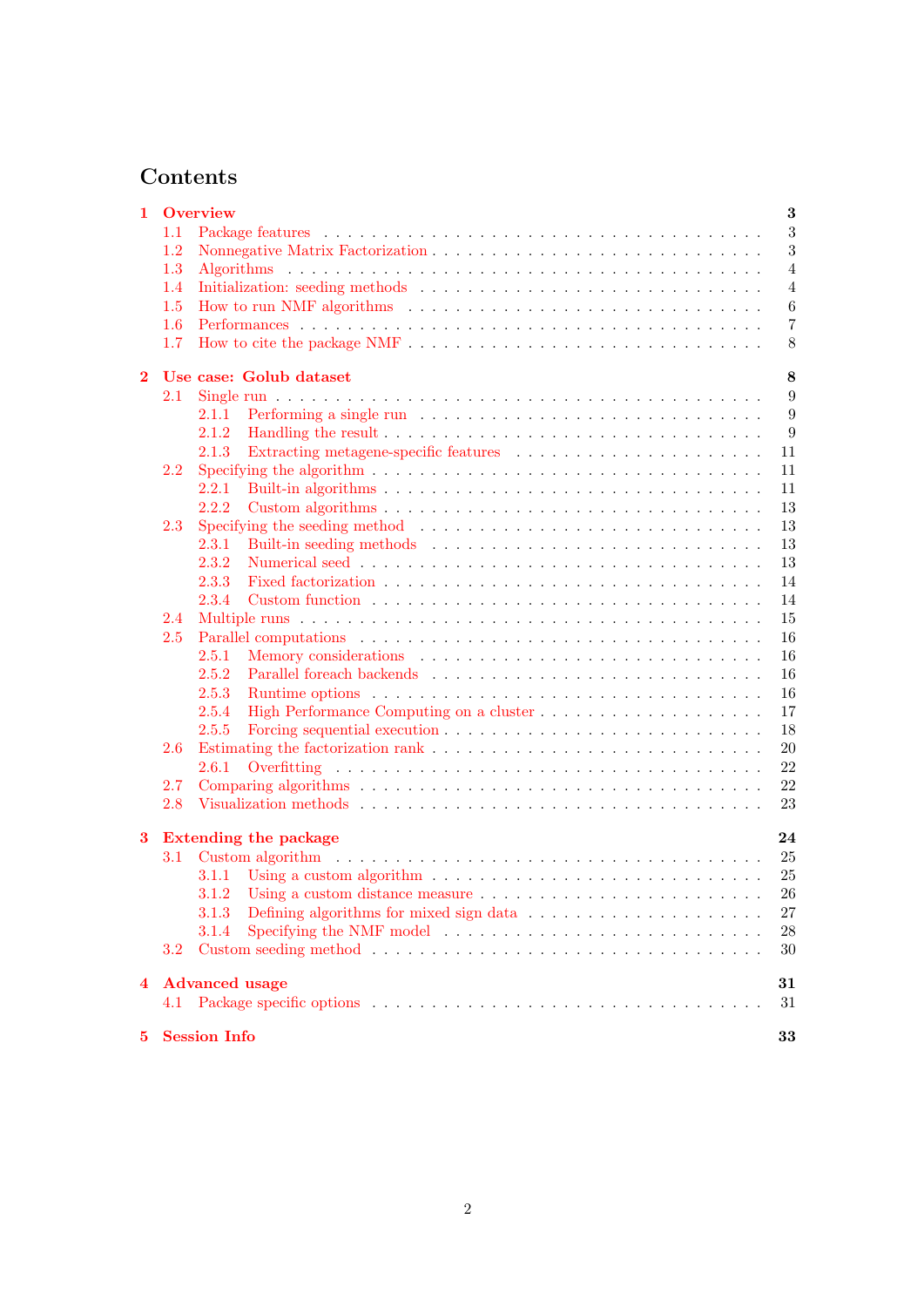# Contents

**1 Overview** — **3**
- 1.1 Package features — 3
- 1.2 Nonnegative Matrix Factorization — 3
- 1.3 Algorithms — 4
- 1.4 Initialization: seeding methods — 4
- 1.5 How to run NMF algorithms — 6
- 1.6 Performances — 7
- 1.7 How to cite the package NMF — 8

**2 Use case: Golub dataset** — **8**
- 2.1 Single run — 9
  - 2.1.1 Performing a single run — 9
  - 2.1.2 Handling the result — 9
  - 2.1.3 Extracting metagene-specific features — 11
- 2.2 Specifying the algorithm — 11
  - 2.2.1 Built-in algorithms — 11
  - 2.2.2 Custom algorithms — 13
- 2.3 Specifying the seeding method — 13
  - 2.3.1 Built-in seeding methods — 13
  - 2.3.2 Numerical seed — 13
  - 2.3.3 Fixed factorization — 14
  - 2.3.4 Custom function — 14
- 2.4 Multiple runs — 15
- 2.5 Parallel computations — 16
  - 2.5.1 Memory considerations — 16
  - 2.5.2 Parallel foreach backends — 16
  - 2.5.3 Runtime options — 16
  - 2.5.4 High Performance Computing on a cluster — 17
  - 2.5.5 Forcing sequential execution — 18
- 2.6 Estimating the factorization rank — 20
  - 2.6.1 Overfitting — 22
- 2.7 Comparing algorithms — 22
- 2.8 Visualization methods — 23

**3 Extending the package** — **24**
- 3.1 Custom algorithm — 25
  - 3.1.1 Using a custom algorithm — 25
  - 3.1.2 Using a custom distance measure — 26
  - 3.1.3 Defining algorithms for mixed sign data — 27
  - 3.1.4 Specifying the NMF model — 28
- 3.2 Custom seeding method — 30

**4 Advanced usage** — **31**
- 4.1 Package specific options — 31

**5 Session Info** — **33**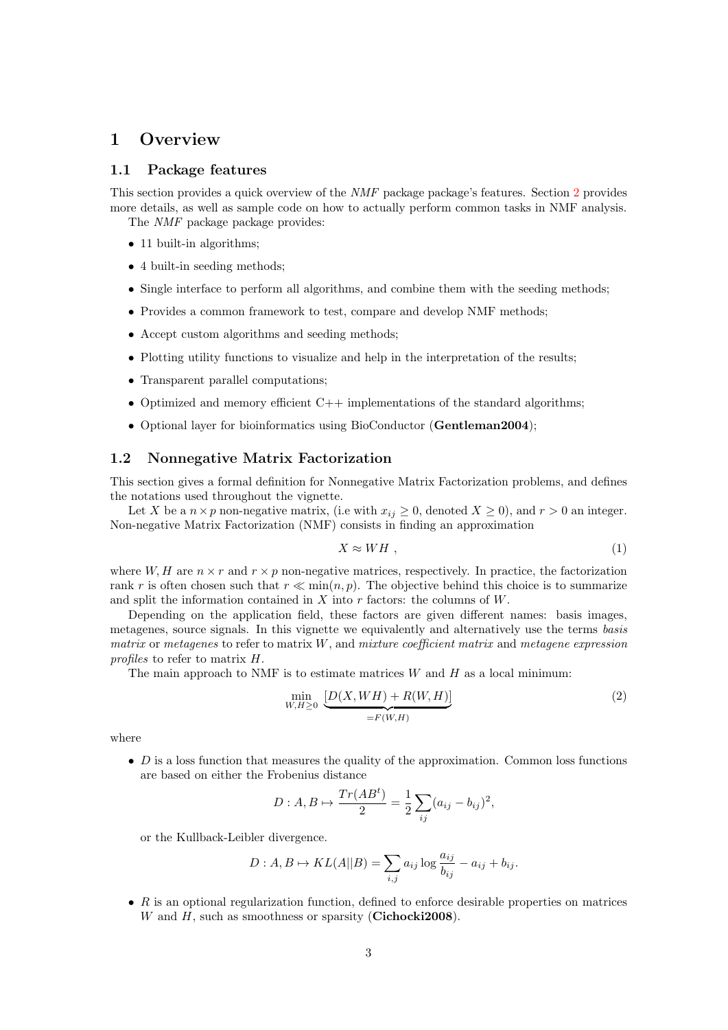# 1 Overview

## 1.1 Package features

This section provides a quick overview of the *NMF* package package's features. Section 2 provides more details, as well as sample code on how to actually perform common tasks in NMF analysis.

The *NMF* package package provides:

- 11 built-in algorithms;
- 4 built-in seeding methods;
- Single interface to perform all algorithms, and combine them with the seeding methods;
- Provides a common framework to test, compare and develop NMF methods;
- Accept custom algorithms and seeding methods;
- Plotting utility functions to visualize and help in the interpretation of the results;
- Transparent parallel computations;
- Optimized and memory efficient C++ implementations of the standard algorithms;
- Optional layer for bioinformatics using BioConductor (**Gentleman2004**);

## 1.2 Nonnegative Matrix Factorization

This section gives a formal definition for Nonnegative Matrix Factorization problems, and defines the notations used throughout the vignette.

Let $X$ be a $n \times p$ non-negative matrix, (i.e with $x_{ij} \geq 0$, denoted $X \geq 0$), and $r > 0$ an integer. Non-negative Matrix Factorization (NMF) consists in finding an approximation

$$X \approx WH \ , \tag{1}$$

where $W, H$ are $n \times r$ and $r \times p$ non-negative matrices, respectively. In practice, the factorization rank $r$ is often chosen such that $r \ll \min(n, p)$. The objective behind this choice is to summarize and split the information contained in $X$ into $r$ factors: the columns of $W$.

Depending on the application field, these factors are given different names: basis images, metagenes, source signals. In this vignette we equivalently and alternatively use the terms *basis matrix* or *metagenes* to refer to matrix $W$, and *mixture coefficient matrix* and *metagene expression profiles* to refer to matrix $H$.

The main approach to NMF is to estimate matrices $W$ and $H$ as a local minimum:

$$\min_{W,H \geq 0} \underbrace{[D(X, WH) + R(W, H)]}_{=F(W,H)} \tag{2}$$

where

- $D$ is a loss function that measures the quality of the approximation. Common loss functions are based on either the Frobenius distance

$$D : A, B \mapsto \frac{Tr(AB^t)}{2} = \frac{1}{2} \sum_{ij} (a_{ij} - b_{ij})^2,$$

  or the Kullback-Leibler divergence.

$$D : A, B \mapsto KL(A||B) = \sum_{i,j} a_{ij} \log \frac{a_{ij}}{b_{ij}} - a_{ij} + b_{ij}.$$

- $R$ is an optional regularization function, defined to enforce desirable properties on matrices $W$ and $H$, such as smoothness or sparsity (**Cichocki2008**).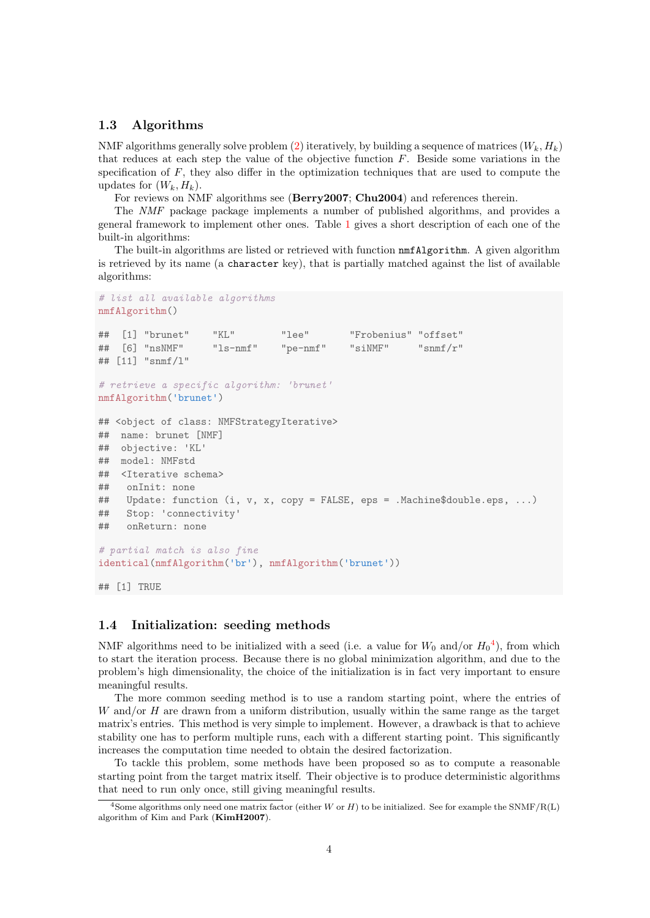### 1.3 Algorithms

NMF algorithms generally solve problem (2) iteratively, by building a sequence of matrices $(W_k, H_k)$ that reduces at each step the value of the objective function $F$. Beside some variations in the specification of $F$, they also differ in the optimization techniques that are used to compute the updates for $(W_k, H_k)$.

For reviews on NMF algorithms see (**Berry2007**; **Chu2004**) and references therein.

The *NMF* package package implements a number of published algorithms, and provides a general framework to implement other ones. Table 1 gives a short description of each one of the built-in algorithms:

The built-in algorithms are listed or retrieved with function `nmfAlgorithm`. A given algorithm is retrieved by its name (a `character` key), that is partially matched against the list of available algorithms:

```
# list all available algorithms
nmfAlgorithm()

##  [1] "brunet"    "KL"        "lee"       "Frobenius" "offset"
##  [6] "nsNMF"     "ls-nmf"    "pe-nmf"    "siNMF"     "snmf/r"
## [11] "snmf/l"

# retrieve a specific algorithm: 'brunet'
nmfAlgorithm('brunet')

## <object of class: NMFStrategyIterative>
##  name: brunet [NMF]
##  objective: 'KL'
##  model: NMFstd
##  <Iterative schema>
##   onInit: none
##   Update: function (i, v, x, copy = FALSE, eps = .Machine$double.eps, ...)
##   Stop: 'connectivity'
##   onReturn: none

# partial match is also fine
identical(nmfAlgorithm('br'), nmfAlgorithm('brunet'))

## [1] TRUE
```

### 1.4 Initialization: seeding methods

NMF algorithms need to be initialized with a seed (i.e. a value for $W_0$ and/or $H_0$[4]), from which to start the iteration process. Because there is no global minimization algorithm, and due to the problem's high dimensionality, the choice of the initialization is in fact very important to ensure meaningful results.

The more common seeding method is to use a random starting point, where the entries of $W$ and/or $H$ are drawn from a uniform distribution, usually within the same range as the target matrix's entries. This method is very simple to implement. However, a drawback is that to achieve stability one has to perform multiple runs, each with a different starting point. This significantly increases the computation time needed to obtain the desired factorization.

To tackle this problem, some methods have been proposed so as to compute a reasonable starting point from the target matrix itself. Their objective is to produce deterministic algorithms that need to run only once, still giving meaningful results.

[4] Some algorithms only need one matrix factor (either $W$ or $H$) to be initialized. See for example the SNMF/R(L) algorithm of Kim and Park (**KimH2007**).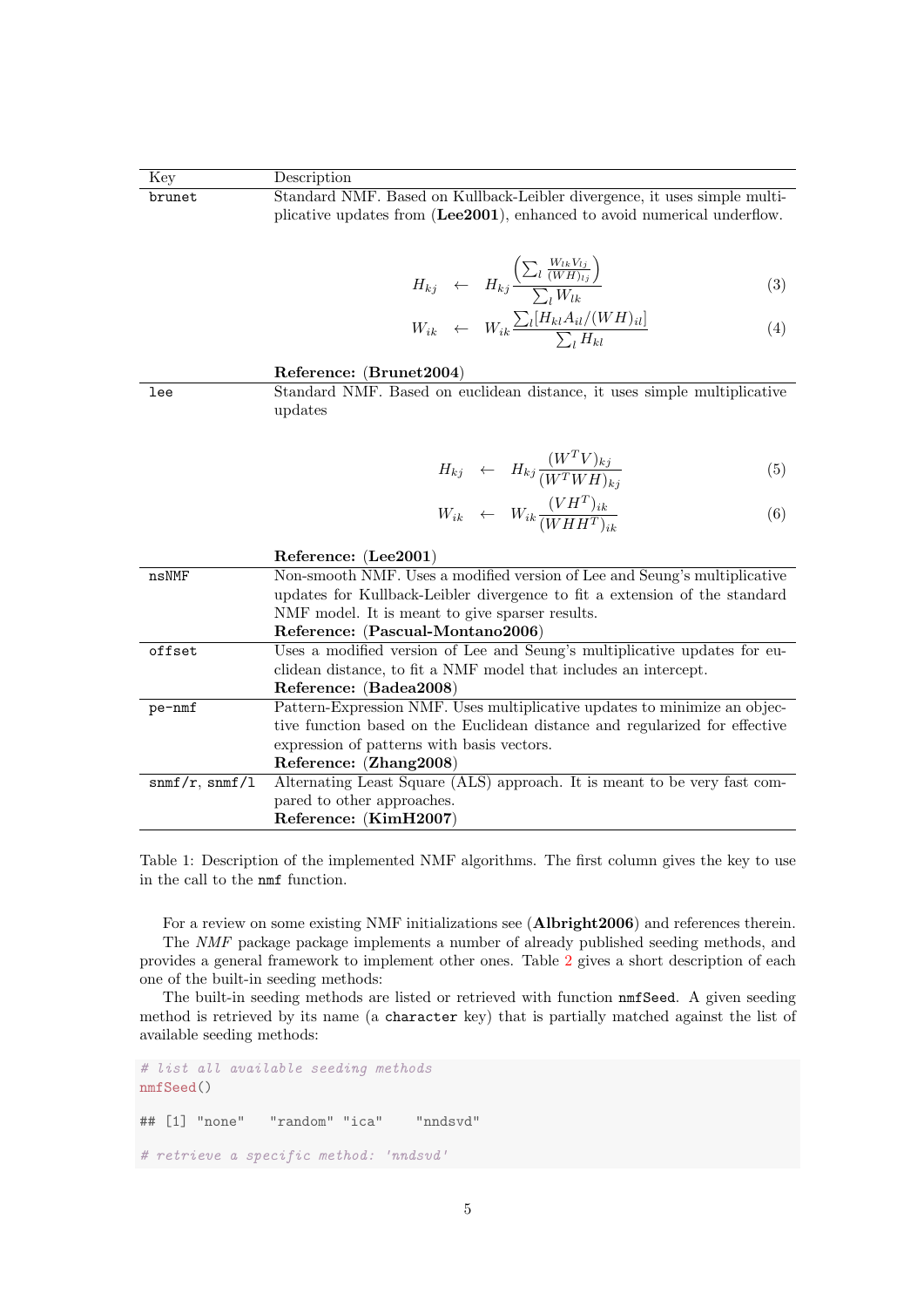| Key | Description |
| --- | --- |
| `brunet` | Standard NMF. Based on Kullback-Leibler divergence, it uses simple multiplicative updates from (**Lee2001**), enhanced to avoid numerical underflow. $$H_{kj} \leftarrow H_{kj} \frac{\left( \sum_l \frac{W_{lk} V_{lj}}{(WH)_{lj}} \right)}{\sum_l W_{lk}} \quad (3)$$ $$W_{ik} \leftarrow W_{ik} \frac{\sum_l [H_{kl} A_{il} / (WH)_{il}]}{\sum_l H_{kl}} \quad (4)$$ **Reference: (Brunet2004)** |
| `lee` | Standard NMF. Based on euclidean distance, it uses simple multiplicative updates $$H_{kj} \leftarrow H_{kj} \frac{(W^T V)_{kj}}{(W^T W H)_{kj}} \quad (5)$$ $$W_{ik} \leftarrow W_{ik} \frac{(V H^T)_{ik}}{(W H H^T)_{ik}} \quad (6)$$ **Reference: (Lee2001)** |
| `nsNMF` | Non-smooth NMF. Uses a modified version of Lee and Seung's multiplicative updates for Kullback-Leibler divergence to fit a extension of the standard NMF model. It is meant to give sparser results. **Reference: (Pascual-Montano2006)** |
| `offset` | Uses a modified version of Lee and Seung's multiplicative updates for euclidean distance, to fit a NMF model that includes an intercept. **Reference: (Badea2008)** |
| `pe-nmf` | Pattern-Expression NMF. Uses multiplicative updates to minimize an objective function based on the Euclidean distance and regularized for effective expression of patterns with basis vectors. **Reference: (Zhang2008)** |
| `snmf/r`, `snmf/l` | Alternating Least Square (ALS) approach. It is meant to be very fast compared to other approaches. **Reference: (KimH2007)** |

Table 1: Description of the implemented NMF algorithms. The first column gives the key to use in the call to the `nmf` function.

For a review on some existing NMF initializations see (**Albright2006**) and references therein. The *NMF* package package implements a number of already published seeding methods, and provides a general framework to implement other ones. Table 2 gives a short description of each one of the built-in seeding methods:

The built-in seeding methods are listed or retrieved with function `nmfSeed`. A given seeding method is retrieved by its name (a `character` key) that is partially matched against the list of available seeding methods:

```
# list all available seeding methods
nmfSeed()

## [1] "none"   "random" "ica"    "nndsvd"

# retrieve a specific method: 'nndsvd'
```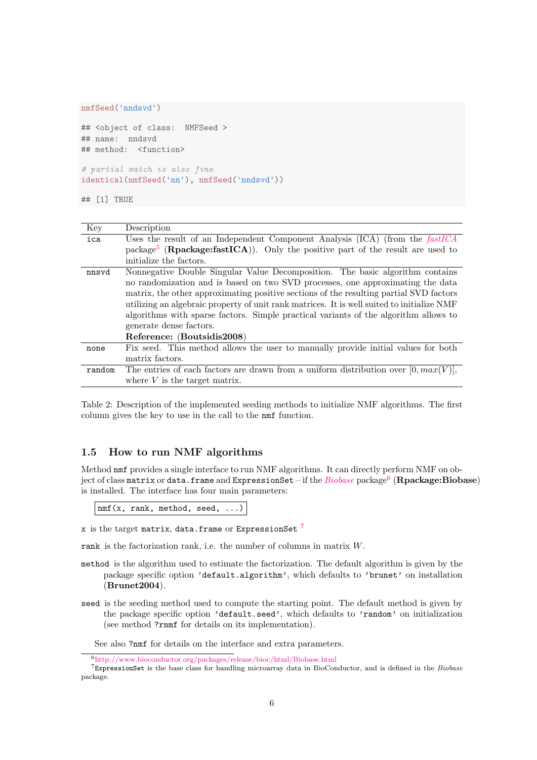```
nmfSeed('nndsvd')

## <object of class:  NMFSeed >
## name:  nndsvd
## method:  <function>

# partial match is also fine
identical(nmfSeed('nn'), nmfSeed('nndsvd'))

## [1] TRUE
```

| Key | Description |
|---|---|
| `ica` | Uses the result of an Independent Component Analysis (ICA) (from the *fastICA* package[5] (**Rpackage:fastICA**)). Only the positive part of the result are used to initialize the factors. |
| `nnsvd` | Nonnegative Double Singular Value Decomposition. The basic algorithm contains no randomization and is based on two SVD processes, one approximating the data matrix, the other approximating positive sections of the resulting partial SVD factors utilizing an algebraic property of unit rank matrices. It is well suited to initialize NMF algorithms with sparse factors. Simple practical variants of the algorithm allows to generate dense factors. **Reference:** (**Boutsidis2008**) |
| `none` | Fix seed. This method allows the user to manually provide initial values for both matrix factors. |
| `random` | The entries of each factors are drawn from a uniform distribution over $[0, max(V)]$, where $V$ is the target matrix. |

Table 2: Description of the implemented seeding methods to initialize NMF algorithms. The first column gives the key to use in the call to the `nmf` function.

### 1.5 How to run NMF algorithms

Method `nmf` provides a single interface to run NMF algorithms. It can directly perform NMF on object of class `matrix` or `data.frame` and `ExpressionSet` – if the *Biobase* package[6] (**Rpackage:Biobase**) is installed. The interface has four main parameters:

```
nmf(x, rank, method, seed, ...)
```

`x` is the target `matrix`, `data.frame` or `ExpressionSet` [7]

`rank` is the factorization rank, i.e. the number of columns in matrix $W$.

`method` is the algorithm used to estimate the factorization. The default algorithm is given by the package specific option `'default.algorithm'`, which defaults to `'brunet'` on installation (**Brunet2004**).

`seed` is the seeding method used to compute the starting point. The default method is given by the package specific option `'default.seed'`, which defaults to `'random'` on initialization (see method `?rnmf` for details on its implementation).

See also `?nmf` for details on the interface and extra parameters.

[6] http://www.bioconductor.org/packages/release/bioc/html/Biobase.html

[7] `ExpressionSet` is the base class for handling microarray data in BioConductor, and is defined in the *Biobase* package.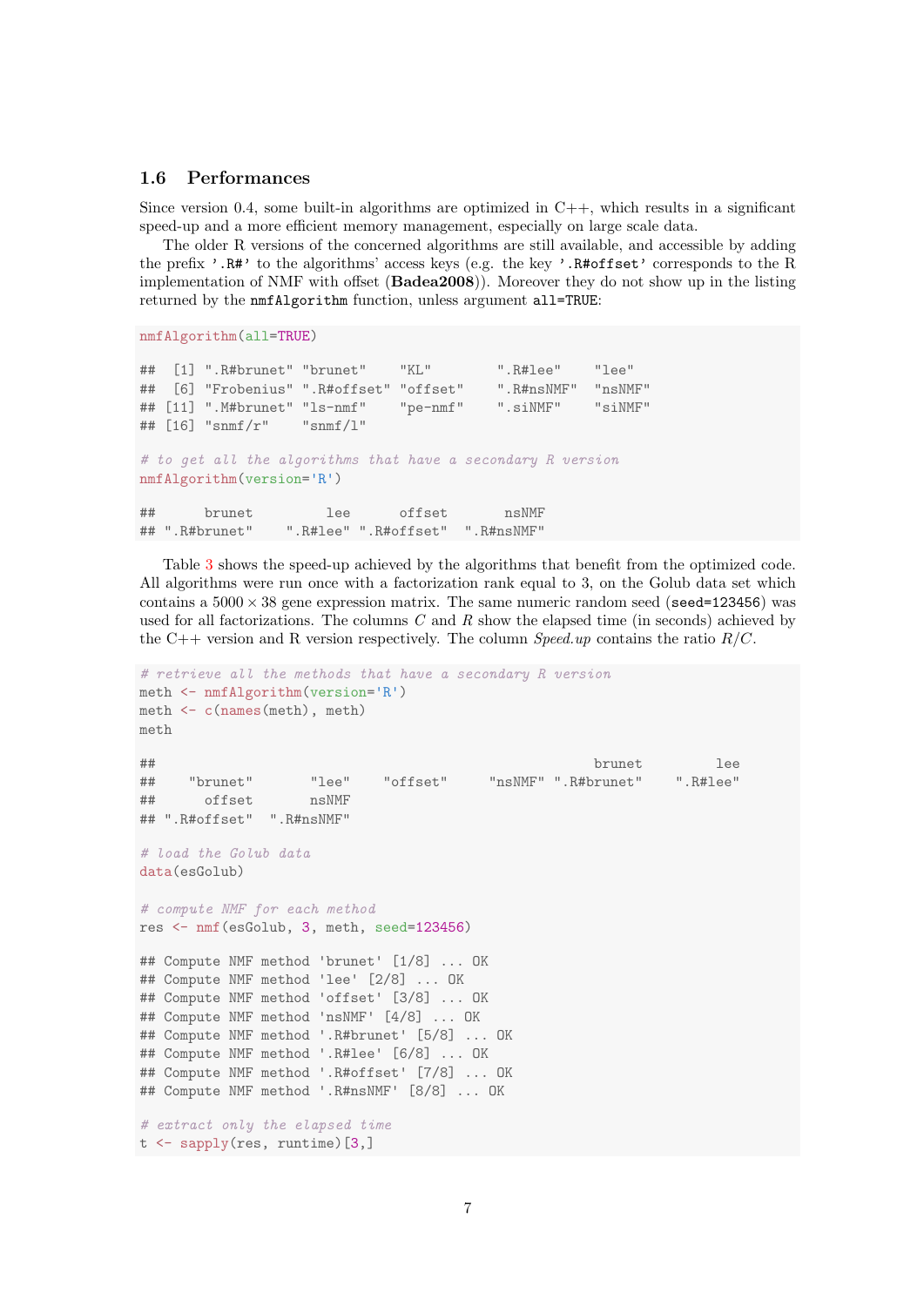### 1.6 Performances

Since version 0.4, some built-in algorithms are optimized in C++, which results in a significant speed-up and a more efficient memory management, especially on large scale data.

The older R versions of the concerned algorithms are still available, and accessible by adding the prefix `'.R#'` to the algorithms' access keys (e.g. the key `'.R#offset'` corresponds to the R implementation of NMF with offset (**Badea2008**)). Moreover they do not show up in the listing returned by the `nmfAlgorithm` function, unless argument `all=TRUE`:

```
nmfAlgorithm(all=TRUE)

##  [1] ".R#brunet" "brunet"    "KL"        ".R#lee"    "lee"
##  [6] "Frobenius" ".R#offset" "offset"    ".R#nsNMF"  "nsNMF"
## [11] ".M#brunet" "ls-nmf"    "pe-nmf"    ".siNMF"    "siNMF"
## [16] "snmf/r"    "snmf/l"

# to get all the algorithms that have a secondary R version
nmfAlgorithm(version='R')

##      brunet         lee      offset       nsNMF
## ".R#brunet"    ".R#lee" ".R#offset"  ".R#nsNMF"
```

Table 3 shows the speed-up achieved by the algorithms that benefit from the optimized code. All algorithms were run once with a factorization rank equal to 3, on the Golub data set which contains a $5000 \times 38$ gene expression matrix. The same numeric random seed (`seed=123456`) was used for all factorizations. The columns $C$ and $R$ show the elapsed time (in seconds) achieved by the C++ version and R version respectively. The column *Speed.up* contains the ratio $R/C$.

```
# retrieve all the methods that have a secondary R version
meth <- nmfAlgorithm(version='R')
meth <- c(names(meth), meth)
meth

##                                                          brunet         lee
##    "brunet"       "lee"    "offset"     "nsNMF" ".R#brunet"    ".R#lee"
##      offset       nsNMF
## ".R#offset"  ".R#nsNMF"

# load the Golub data
data(esGolub)

# compute NMF for each method
res <- nmf(esGolub, 3, meth, seed=123456)

## Compute NMF method 'brunet' [1/8] ... OK
## Compute NMF method 'lee' [2/8] ... OK
## Compute NMF method 'offset' [3/8] ... OK
## Compute NMF method 'nsNMF' [4/8] ... OK
## Compute NMF method '.R#brunet' [5/8] ... OK
## Compute NMF method '.R#lee' [6/8] ... OK
## Compute NMF method '.R#offset' [7/8] ... OK
## Compute NMF method '.R#nsNMF' [8/8] ... OK

# extract only the elapsed time
t <- sapply(res, runtime)[3,]
```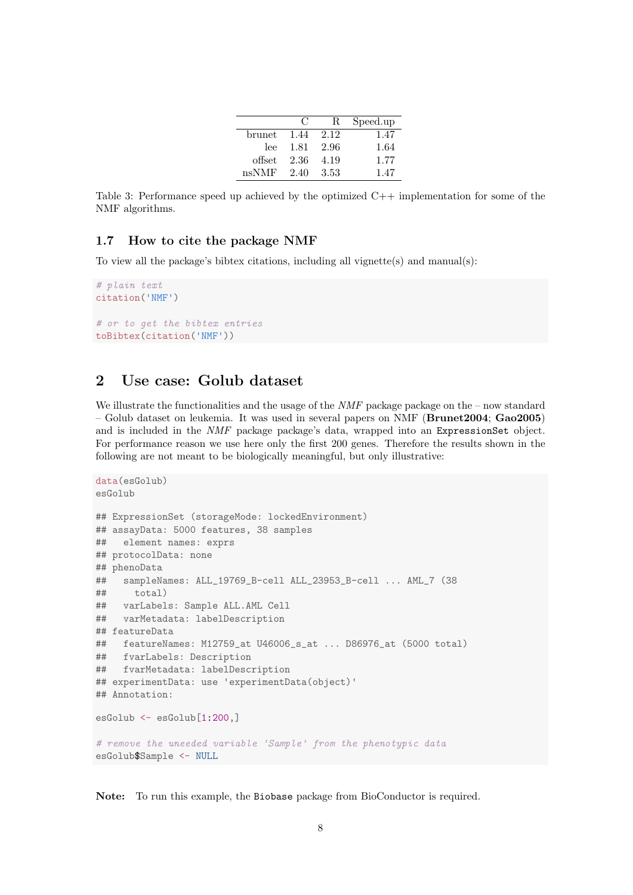|  | C | R | Speed.up |
|---|---|---|---|
| brunet | 1.44 | 2.12 | 1.47 |
| lee | 1.81 | 2.96 | 1.64 |
| offset | 2.36 | 4.19 | 1.77 |
| nsNMF | 2.40 | 3.53 | 1.47 |

Table 3: Performance speed up achieved by the optimized C++ implementation for some of the NMF algorithms.

### 1.7 How to cite the package NMF

To view all the package's bibtex citations, including all vignette(s) and manual(s):

```
# plain text
citation('NMF')

# or to get the bibtex entries
toBibtex(citation('NMF'))
```

## 2 Use case: Golub dataset

We illustrate the functionalities and the usage of the *NMF* package package on the – now standard – Golub dataset on leukemia. It was used in several papers on NMF (**Brunet2004**; **Gao2005**) and is included in the *NMF* package package's data, wrapped into an `ExpressionSet` object. For performance reason we use here only the first 200 genes. Therefore the results shown in the following are not meant to be biologically meaningful, but only illustrative:

```
data(esGolub)
esGolub

## ExpressionSet (storageMode: lockedEnvironment)
## assayData: 5000 features, 38 samples
##   element names: exprs
## protocolData: none
## phenoData
##   sampleNames: ALL_19769_B-cell ALL_23953_B-cell ... AML_7 (38
##     total)
##   varLabels: Sample ALL.AML Cell
##   varMetadata: labelDescription
## featureData
##   featureNames: M12759_at U46006_s_at ... D86976_at (5000 total)
##   fvarLabels: Description
##   fvarMetadata: labelDescription
## experimentData: use 'experimentData(object)'
## Annotation:

esGolub <- esGolub[1:200,]

# remove the uneeded variable 'Sample' from the phenotypic data
esGolub$Sample <- NULL
```

**Note:** To run this example, the `Biobase` package from BioConductor is required.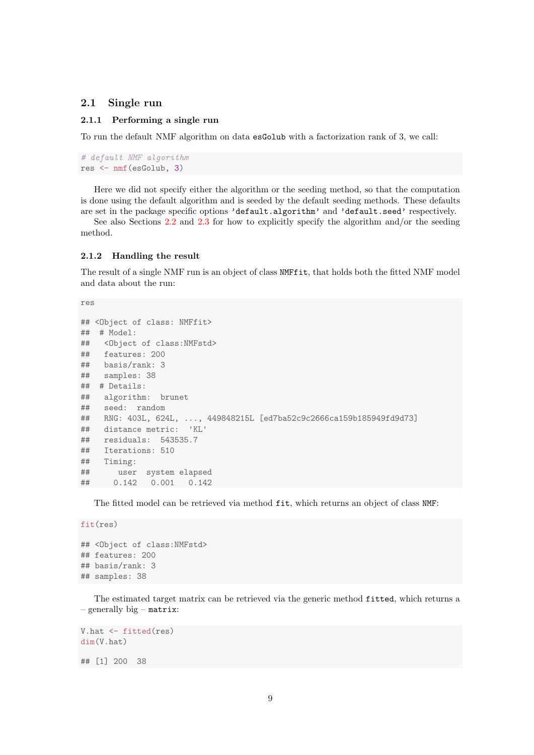## 2.1 Single run

### 2.1.1 Performing a single run

To run the default NMF algorithm on data `esGolub` with a factorization rank of 3, we call:

```
# default NMF algorithm
res <- nmf(esGolub, 3)
```

Here we did not specify either the algorithm or the seeding method, so that the computation is done using the default algorithm and is seeded by the default seeding methods. These defaults are set in the package specific options `'default.algorithm'` and `'default.seed'` respectively.

See also Sections 2.2 and 2.3 for how to explicitly specify the algorithm and/or the seeding method.

### 2.1.2 Handling the result

The result of a single NMF run is an object of class `NMFfit`, that holds both the fitted NMF model and data about the run:

```
res

## <Object of class: NMFfit>
##  # Model:
##   <Object of class:NMFstd>
##   features: 200
##   basis/rank: 3
##   samples: 38
##  # Details:
##   algorithm:  brunet
##   seed:  random
##   RNG: 403L, 624L, ..., 449848215L [ed7ba52c9c2666ca159b185949fd9d73]
##   distance metric:  'KL'
##   residuals:  543535.7
##   Iterations: 510
##   Timing:
##      user  system elapsed
##     0.142   0.001   0.142
```

The fitted model can be retrieved via method `fit`, which returns an object of class `NMF`:

```
fit(res)

## <Object of class:NMFstd>
## features: 200
## basis/rank: 3
## samples: 38
```

The estimated target matrix can be retrieved via the generic method `fitted`, which returns a – generally big – `matrix`:

```
V.hat <- fitted(res)
dim(V.hat)

## [1] 200  38
```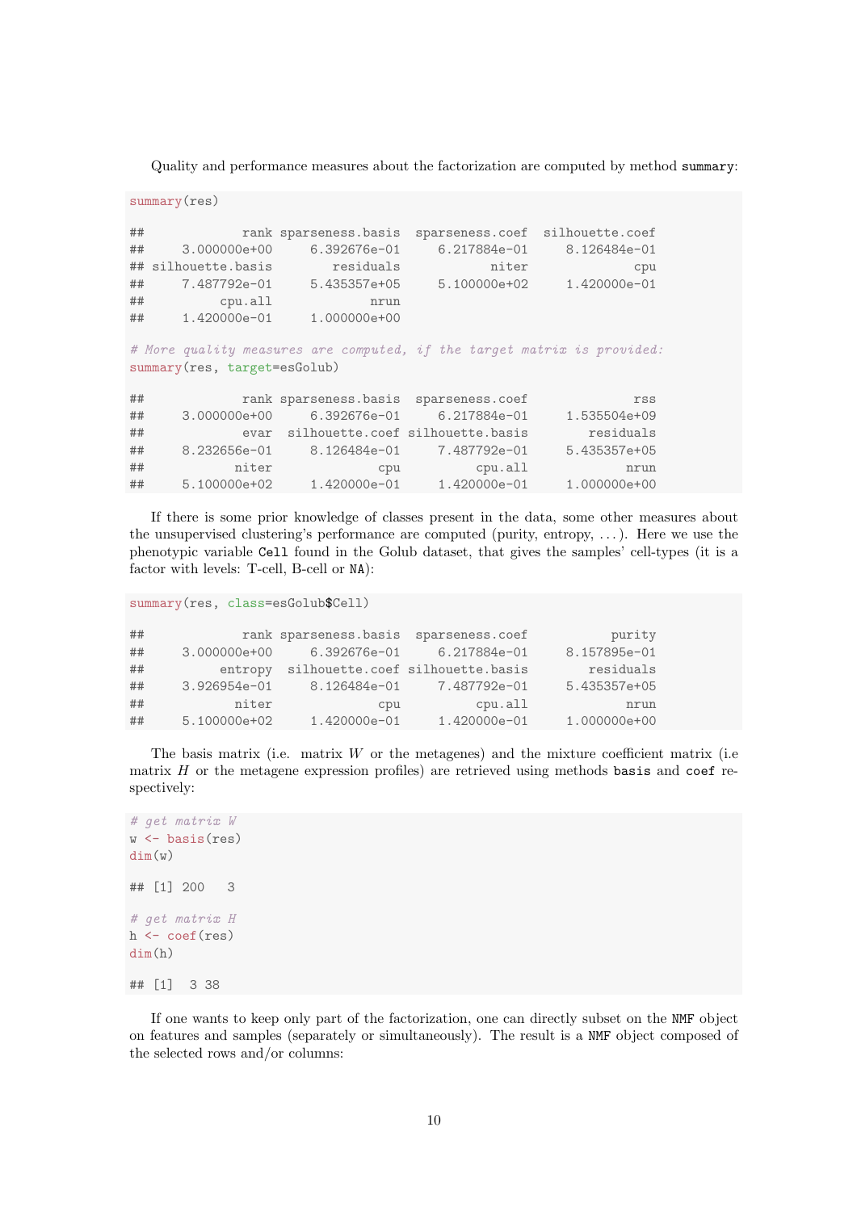Quality and performance measures about the factorization are computed by method `summary`:

```
summary(res)

##            rank sparseness.basis  sparseness.coef  silhouette.coef
##     3.000000e+00     6.392676e-01     6.217884e-01     8.126484e-01
## silhouette.basis        residuals            niter              cpu
##     7.487792e-01     5.435357e+05     5.100000e+02     1.420000e-01
##          cpu.all             nrun
##     1.420000e-01     1.000000e+00

# More quality measures are computed, if the target matrix is provided:
summary(res, target=esGolub)

##            rank sparseness.basis  sparseness.coef              rss
##     3.000000e+00     6.392676e-01     6.217884e-01     1.535504e+09
##             evar  silhouette.coef silhouette.basis        residuals
##     8.232656e-01     8.126484e-01     7.487792e-01     5.435357e+05
##            niter              cpu          cpu.all             nrun
##     5.100000e+02     1.420000e-01     1.420000e-01     1.000000e+00
```

If there is some prior knowledge of classes present in the data, some other measures about the unsupervised clustering's performance are computed (purity, entropy, ...). Here we use the phenotypic variable `Cell` found in the Golub dataset, that gives the samples' cell-types (it is a factor with levels: T-cell, B-cell or `NA`):

```
summary(res, class=esGolub$Cell)

##            rank sparseness.basis  sparseness.coef           purity
##     3.000000e+00     6.392676e-01     6.217884e-01     8.157895e-01
##          entropy  silhouette.coef silhouette.basis        residuals
##     3.926954e-01     8.126484e-01     7.487792e-01     5.435357e+05
##            niter              cpu          cpu.all             nrun
##     5.100000e+02     1.420000e-01     1.420000e-01     1.000000e+00
```

The basis matrix (i.e. matrix $W$ or the metagenes) and the mixture coefficient matrix (i.e matrix $H$ or the metagene expression profiles) are retrieved using methods `basis` and `coef` respectively:

```
# get matrix W
w <- basis(res)
dim(w)

## [1] 200   3

# get matrix H
h <- coef(res)
dim(h)

## [1]  3 38
```

If one wants to keep only part of the factorization, one can directly subset on the `NMF` object on features and samples (separately or simultaneously). The result is a `NMF` object composed of the selected rows and/or columns: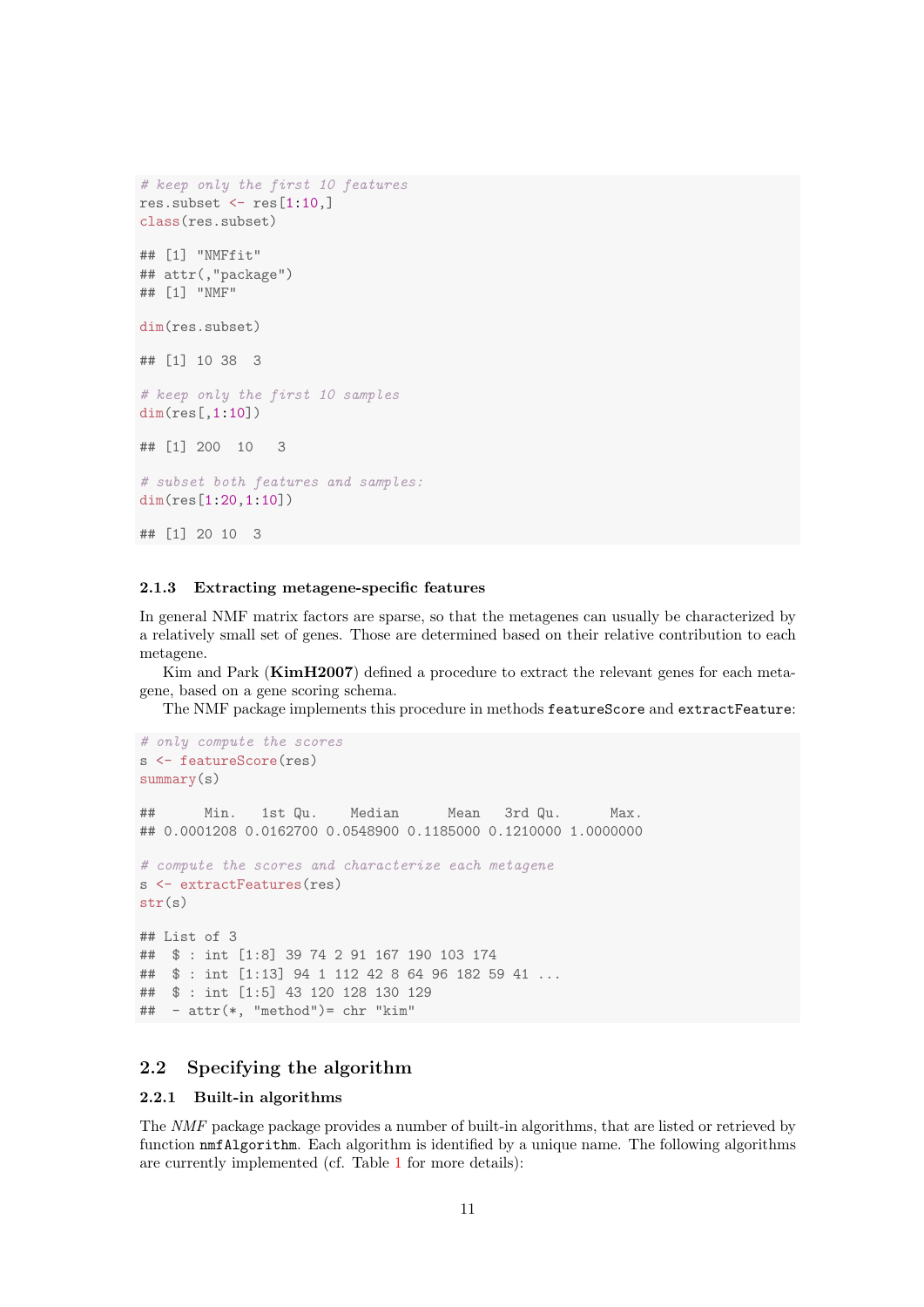```
# keep only the first 10 features
res.subset <- res[1:10,]
class(res.subset)

## [1] "NMFfit"
## attr(,"package")
## [1] "NMF"

dim(res.subset)

## [1] 10 38  3

# keep only the first 10 samples
dim(res[,1:10])

## [1] 200  10   3

# subset both features and samples:
dim(res[1:20,1:10])

## [1] 20 10  3
```

### 2.1.3 Extracting metagene-specific features

In general NMF matrix factors are sparse, so that the metagenes can usually be characterized by a relatively small set of genes. Those are determined based on their relative contribution to each metagene.

Kim and Park (**KimH2007**) defined a procedure to extract the relevant genes for each metagene, based on a gene scoring schema.

The NMF package implements this procedure in methods `featureScore` and `extractFeature`:

```
# only compute the scores
s <- featureScore(res)
summary(s)

##      Min.   1st Qu.    Median      Mean   3rd Qu.      Max.
## 0.0001208 0.0162700 0.0548900 0.1185000 0.1210000 1.0000000

# compute the scores and characterize each metagene
s <- extractFeatures(res)
str(s)

## List of 3
##  $ : int [1:8] 39 74 2 91 167 190 103 174
##  $ : int [1:13] 94 1 112 42 8 64 96 182 59 41 ...
##  $ : int [1:5] 43 120 128 130 129
##  - attr(*, "method")= chr "kim"
```

## 2.2 Specifying the algorithm

### 2.2.1 Built-in algorithms

The *NMF* package package provides a number of built-in algorithms, that are listed or retrieved by function `nmfAlgorithm`. Each algorithm is identified by a unique name. The following algorithms are currently implemented (cf. Table 1 for more details):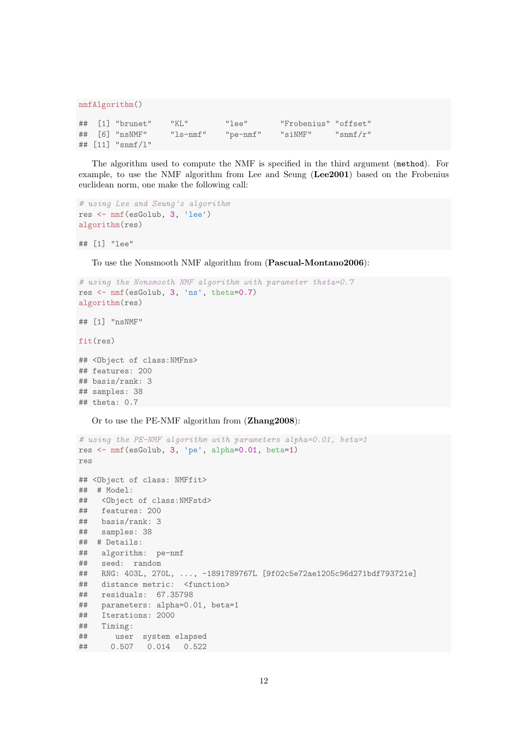```r
nmfAlgorithm()

##  [1] "brunet"    "KL"        "lee"       "Frobenius" "offset"
##  [6] "nsNMF"     "ls-nmf"    "pe-nmf"    "siNMF"     "snmf/r"
## [11] "snmf/l"
```

The algorithm used to compute the NMF is specified in the third argument (`method`). For example, to use the NMF algorithm from Lee and Seung (**Lee2001**) based on the Frobenius euclidean norm, one make the following call:

```r
# using Lee and Seung's algorithm
res <- nmf(esGolub, 3, 'lee')
algorithm(res)

## [1] "lee"
```

To use the Nonsmooth NMF algorithm from (**Pascual-Montano2006**):

```r
# using the Nonsmooth NMF algorithm with parameter theta=0.7
res <- nmf(esGolub, 3, 'ns', theta=0.7)
algorithm(res)

## [1] "nsNMF"

fit(res)

## <Object of class:NMFns>
## features: 200
## basis/rank: 3
## samples: 38
## theta: 0.7
```

Or to use the PE-NMF algorithm from (**Zhang2008**):

```r
# using the PE-NMF algorithm with parameters alpha=0.01, beta=1
res <- nmf(esGolub, 3, 'pe', alpha=0.01, beta=1)
res

## <Object of class: NMFfit>
##  # Model:
##   <Object of class:NMFstd>
##   features: 200
##   basis/rank: 3
##   samples: 38
##  # Details:
##   algorithm:  pe-nmf
##   seed:  random
##   RNG: 403L, 270L, ..., -1891789767L [9f02c5e72ae1205c96d271bdf793721e]
##   distance metric:  <function>
##   residuals:  67.35798
##   parameters: alpha=0.01, beta=1
##   Iterations: 2000
##   Timing:
##      user  system elapsed
##     0.507   0.014   0.522
```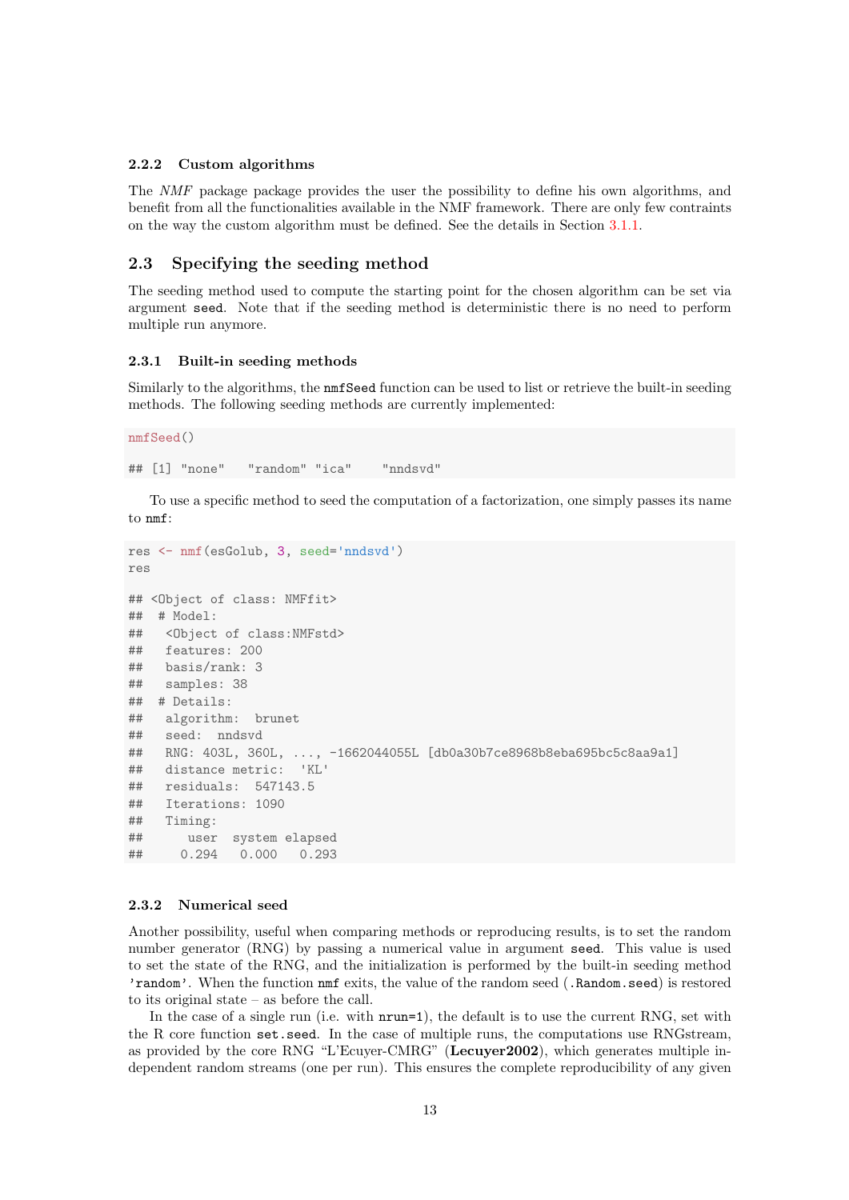### 2.2.2 Custom algorithms

The *NMF* package package provides the user the possibility to define his own algorithms, and benefit from all the functionalities available in the NMF framework. There are only few contraints on the way the custom algorithm must be defined. See the details in Section 3.1.1.

## 2.3 Specifying the seeding method

The seeding method used to compute the starting point for the chosen algorithm can be set via argument `seed`. Note that if the seeding method is deterministic there is no need to perform multiple run anymore.

### 2.3.1 Built-in seeding methods

Similarly to the algorithms, the `nmfSeed` function can be used to list or retrieve the built-in seeding methods. The following seeding methods are currently implemented:

```
nmfSeed()

## [1] "none"   "random" "ica"    "nndsvd"
```

To use a specific method to seed the computation of a factorization, one simply passes its name to `nmf`:

```
res <- nmf(esGolub, 3, seed='nndsvd')
res

## <Object of class: NMFfit>
##  # Model:
##   <Object of class:NMFstd>
##   features: 200
##   basis/rank: 3
##   samples: 38
##  # Details:
##   algorithm:  brunet
##   seed:  nndsvd
##   RNG: 403L, 360L, ..., -1662044055L [db0a30b7ce8968b8eba695bc5c8aa9a1]
##   distance metric:  'KL'
##   residuals:  547143.5
##   Iterations: 1090
##   Timing:
##      user  system elapsed
##     0.294   0.000   0.293
```

### 2.3.2 Numerical seed

Another possibility, useful when comparing methods or reproducing results, is to set the random number generator (RNG) by passing a numerical value in argument `seed`. This value is used to set the state of the RNG, and the initialization is performed by the built-in seeding method `'random'`. When the function `nmf` exits, the value of the random seed (`.Random.seed`) is restored to its original state – as before the call.

In the case of a single run (i.e. with `nrun=1`), the default is to use the current RNG, set with the R core function `set.seed`. In the case of multiple runs, the computations use RNGstream, as provided by the core RNG "L'Ecuyer-CMRG" (**Lecuyer2002**), which generates multiple independent random streams (one per run). This ensures the complete reproducibility of any given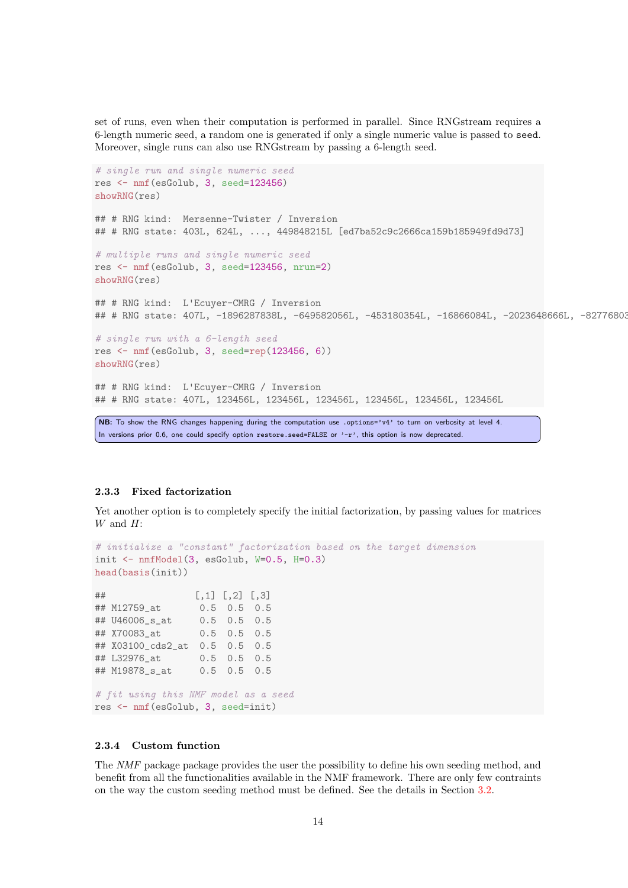set of runs, even when their computation is performed in parallel. Since RNGstream requires a 6-length numeric seed, a random one is generated if only a single numeric value is passed to `seed`. Moreover, single runs can also use RNGstream by passing a 6-length seed.

```
# single run and single numeric seed
res <- nmf(esGolub, 3, seed=123456)
showRNG(res)

## # RNG kind:  Mersenne-Twister / Inversion
## # RNG state: 403L, 624L, ..., 449848215L [ed7ba52c9c2666ca159b185949fd9d73]

# multiple runs and single numeric seed
res <- nmf(esGolub, 3, seed=123456, nrun=2)
showRNG(res)

## # RNG kind:  L'Ecuyer-CMRG / Inversion
## # RNG state: 407L, -1896287838L, -649582056L, -453180354L, -16866084L, -2023648666L, -82776803

# single run with a 6-length seed
res <- nmf(esGolub, 3, seed=rep(123456, 6))
showRNG(res)

## # RNG kind:  L'Ecuyer-CMRG / Inversion
## # RNG state: 407L, 123456L, 123456L, 123456L, 123456L, 123456L, 123456L
```

**NB:** To show the RNG changes happening during the computation use `.options='v4'` to turn on verbosity at level 4. In versions prior 0.6, one could specify option `restore.seed=FALSE` or `'-r'`, this option is now deprecated.

### 2.3.3 Fixed factorization

Yet another option is to completely specify the initial factorization, by passing values for matrices $W$ and $H$:

```
# initialize a "constant" factorization based on the target dimension
init <- nmfModel(3, esGolub, W=0.5, H=0.3)
head(basis(init))

##                [,1] [,2] [,3]
## M12759_at       0.5  0.5  0.5
## U46006_s_at     0.5  0.5  0.5
## X70083_at       0.5  0.5  0.5
## X03100_cds2_at  0.5  0.5  0.5
## L32976_at       0.5  0.5  0.5
## M19878_s_at     0.5  0.5  0.5

# fit using this NMF model as a seed
res <- nmf(esGolub, 3, seed=init)
```

### 2.3.4 Custom function

The *NMF* package package provides the user the possibility to define his own seeding method, and benefit from all the functionalities available in the NMF framework. There are only few contraints on the way the custom seeding method must be defined. See the details in Section 3.2.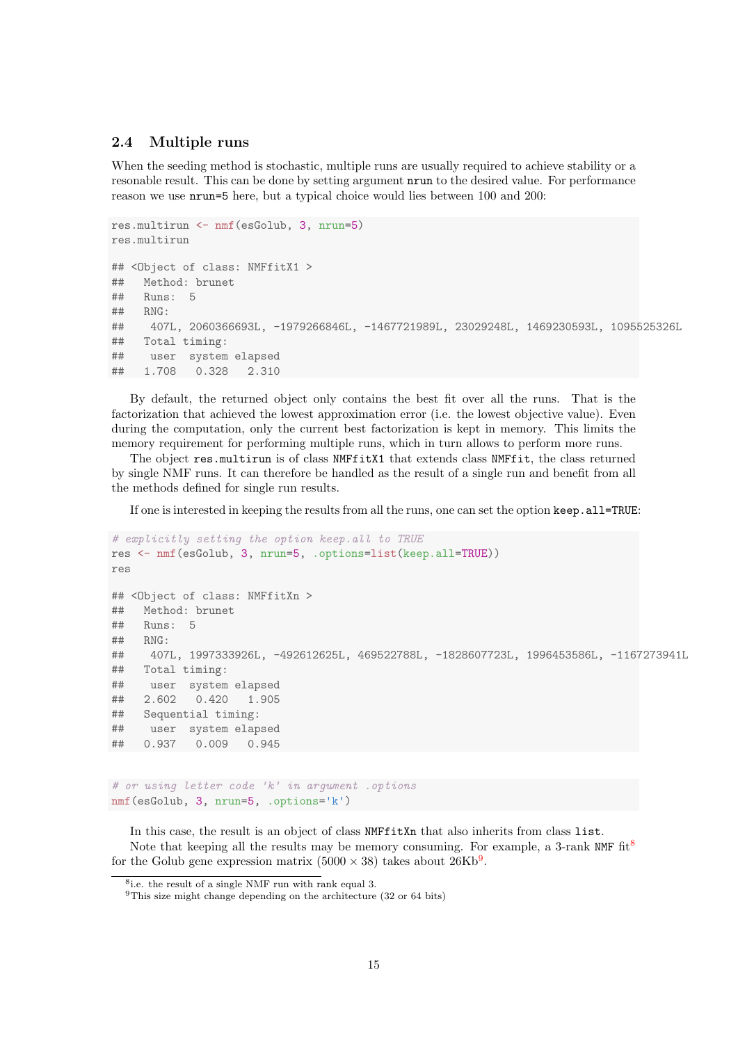### 2.4 Multiple runs

When the seeding method is stochastic, multiple runs are usually required to achieve stability or a resonable result. This can be done by setting argument `nrun` to the desired value. For performance reason we use `nrun=5` here, but a typical choice would lies between 100 and 200:

```
res.multirun <- nmf(esGolub, 3, nrun=5)
res.multirun

## <Object of class: NMFfitX1 >
##   Method: brunet
##   Runs:  5
##   RNG:
##    407L, 2060366693L, -1979266846L, -1467721989L, 23029248L, 1469230593L, 1095525326L
##   Total timing:
##    user  system elapsed
##   1.708   0.328   2.310
```

By default, the returned object only contains the best fit over all the runs. That is the factorization that achieved the lowest approximation error (i.e. the lowest objective value). Even during the computation, only the current best factorization is kept in memory. This limits the memory requirement for performing multiple runs, which in turn allows to perform more runs.

The object `res.multirun` is of class `NMFfitX1` that extends class `NMFfit`, the class returned by single NMF runs. It can therefore be handled as the result of a single run and benefit from all the methods defined for single run results.

If one is interested in keeping the results from all the runs, one can set the option `keep.all=TRUE`:

```
# explicitly setting the option keep.all to TRUE
res <- nmf(esGolub, 3, nrun=5, .options=list(keep.all=TRUE))
res

## <Object of class: NMFfitXn >
##   Method: brunet
##   Runs:  5
##   RNG:
##    407L, 1997333926L, -492612625L, 469522788L, -1828607723L, 1996453586L, -1167273941L
##   Total timing:
##    user  system elapsed
##   2.602   0.420   1.905
##   Sequential timing:
##    user  system elapsed
##   0.937   0.009   0.945
```

```
# or using letter code 'k' in argument .options
nmf(esGolub, 3, nrun=5, .options='k')
```

In this case, the result is an object of class `NMFfitXn` that also inherits from class `list`.

Note that keeping all the results may be memory consuming. For example, a 3-rank `NMF` fit[8] for the Golub gene expression matrix ($5000 \times 38$) takes about 26Kb[9].

[8] i.e. the result of a single NMF run with rank equal 3.

[9] This size might change depending on the architecture (32 or 64 bits)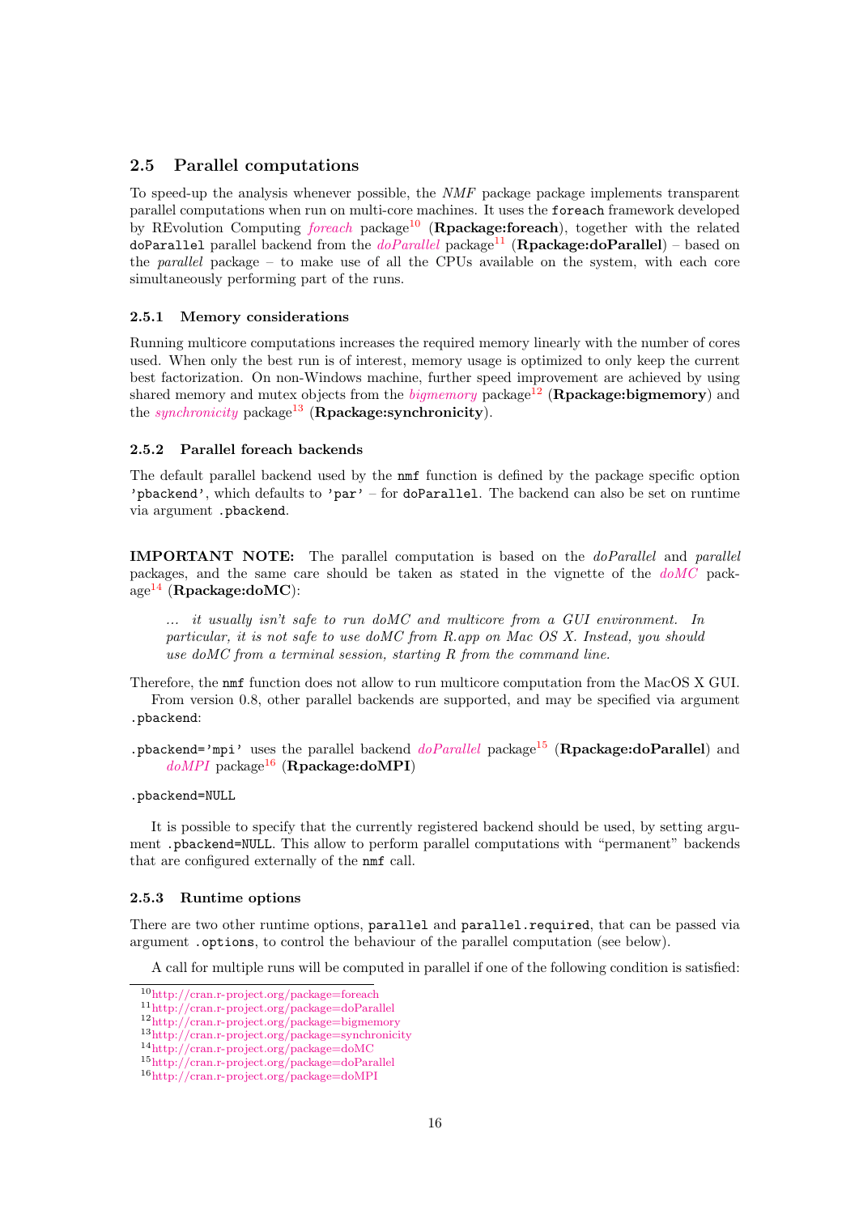## 2.5 Parallel computations

To speed-up the analysis whenever possible, the *NMF* package package implements transparent parallel computations when run on multi-core machines. It uses the `foreach` framework developed by REvolution Computing *foreach* package[10] (**Rpackage:foreach**), together with the related `doParallel` parallel backend from the *doParallel* package[11] (**Rpackage:doParallel**) – based on the *parallel* package – to make use of all the CPUs available on the system, with each core simultaneously performing part of the runs.

### 2.5.1 Memory considerations

Running multicore computations increases the required memory linearly with the number of cores used. When only the best run is of interest, memory usage is optimized to only keep the current best factorization. On non-Windows machine, further speed improvement are achieved by using shared memory and mutex objects from the *bigmemory* package[12] (**Rpackage:bigmemory**) and the *synchronicity* package[13] (**Rpackage:synchronicity**).

### 2.5.2 Parallel foreach backends

The default parallel backend used by the `nmf` function is defined by the package specific option `'pbackend'`, which defaults to `'par'` – for `doParallel`. The backend can also be set on runtime via argument `.pbackend`.

**IMPORTANT NOTE:** The parallel computation is based on the *doParallel* and *parallel* packages, and the same care should be taken as stated in the vignette of the *doMC* package[14] (**Rpackage:doMC**):

> *... it usually isn't safe to run doMC and multicore from a GUI environment. In particular, it is not safe to use doMC from R.app on Mac OS X. Instead, you should use doMC from a terminal session, starting R from the command line.*

Therefore, the `nmf` function does not allow to run multicore computation from the MacOS X GUI.

From version 0.8, other parallel backends are supported, and may be specified via argument `.pbackend`:

`.pbackend='mpi'` uses the parallel backend *doParallel* package[15] (**Rpackage:doParallel**) and *doMPI* package[16] (**Rpackage:doMPI**)

`.pbackend=NULL`

It is possible to specify that the currently registered backend should be used, by setting argument `.pbackend=NULL`. This allow to perform parallel computations with "permanent" backends that are configured externally of the `nmf` call.

### 2.5.3 Runtime options

There are two other runtime options, `parallel` and `parallel.required`, that can be passed via argument `.options`, to control the behaviour of the parallel computation (see below).

A call for multiple runs will be computed in parallel if one of the following condition is satisfied:

[10] http://cran.r-project.org/package=foreach
[11] http://cran.r-project.org/package=doParallel
[12] http://cran.r-project.org/package=bigmemory
[13] http://cran.r-project.org/package=synchronicity
[14] http://cran.r-project.org/package=doMC
[15] http://cran.r-project.org/package=doParallel
[16] http://cran.r-project.org/package=doMPI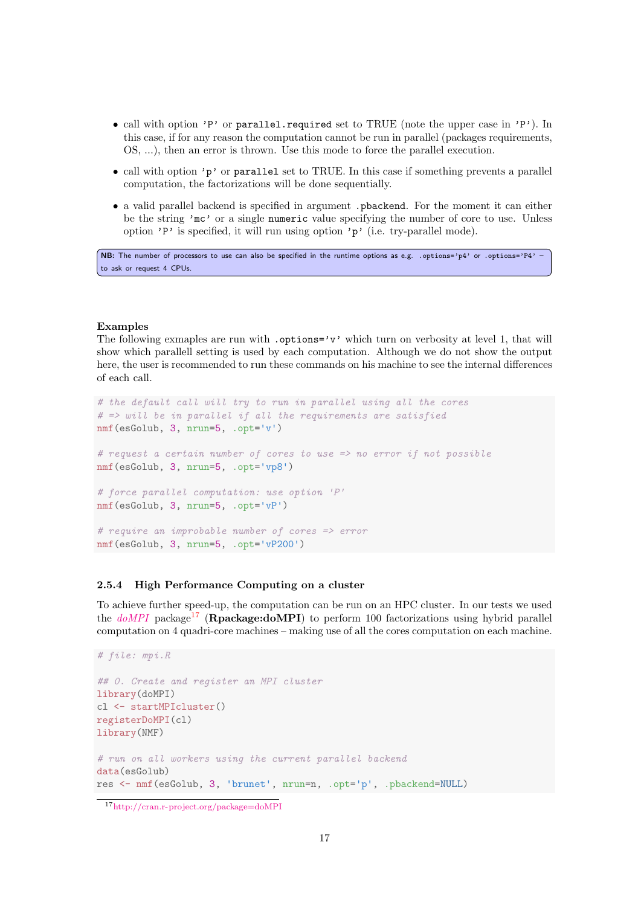- call with option 'P' or `parallel.required` set to TRUE (note the upper case in 'P'). In this case, if for any reason the computation cannot be run in parallel (packages requirements, OS, ...), then an error is thrown. Use this mode to force the parallel execution.
- call with option 'p' or `parallel` set to TRUE. In this case if something prevents a parallel computation, the factorizations will be done sequentially.
- a valid parallel backend is specified in argument `.pbackend`. For the moment it can either be the string 'mc' or a single `numeric` value specifying the number of core to use. Unless option 'P' is specified, it will run using option 'p' (i.e. try-parallel mode).

**NB:** The number of processors to use can also be specified in the runtime options as e.g. `.options='p4'` or `.options='P4'` – to ask or request 4 CPUs.

**Examples**

The following exmaples are run with `.options='v'` which turn on verbosity at level 1, that will show which parallell setting is used by each computation. Although we do not show the output here, the user is recommended to run these commands on his machine to see the internal differences of each call.

```
# the default call will try to run in parallel using all the cores
# => will be in parallel if all the requirements are satisfied
nmf(esGolub, 3, nrun=5, .opt='v')

# request a certain number of cores to use => no error if not possible
nmf(esGolub, 3, nrun=5, .opt='vp8')

# force parallel computation: use option 'P'
nmf(esGolub, 3, nrun=5, .opt='vP')

# require an improbable number of cores => error
nmf(esGolub, 3, nrun=5, .opt='vP200')
```

### 2.5.4 High Performance Computing on a cluster

To achieve further speed-up, the computation can be run on an HPC cluster. In our tests we used the *doMPI* package[17] (**Rpackage:doMPI**) to perform 100 factorizations using hybrid parallel computation on 4 quadri-core machines – making use of all the cores computation on each machine.

```
# file: mpi.R

## 0. Create and register an MPI cluster
library(doMPI)
cl <- startMPIcluster()
registerDoMPI(cl)
library(NMF)

# run on all workers using the current parallel backend
data(esGolub)
res <- nmf(esGolub, 3, 'brunet', nrun=n, .opt='p', .pbackend=NULL)
```

[17] http://cran.r-project.org/package=doMPI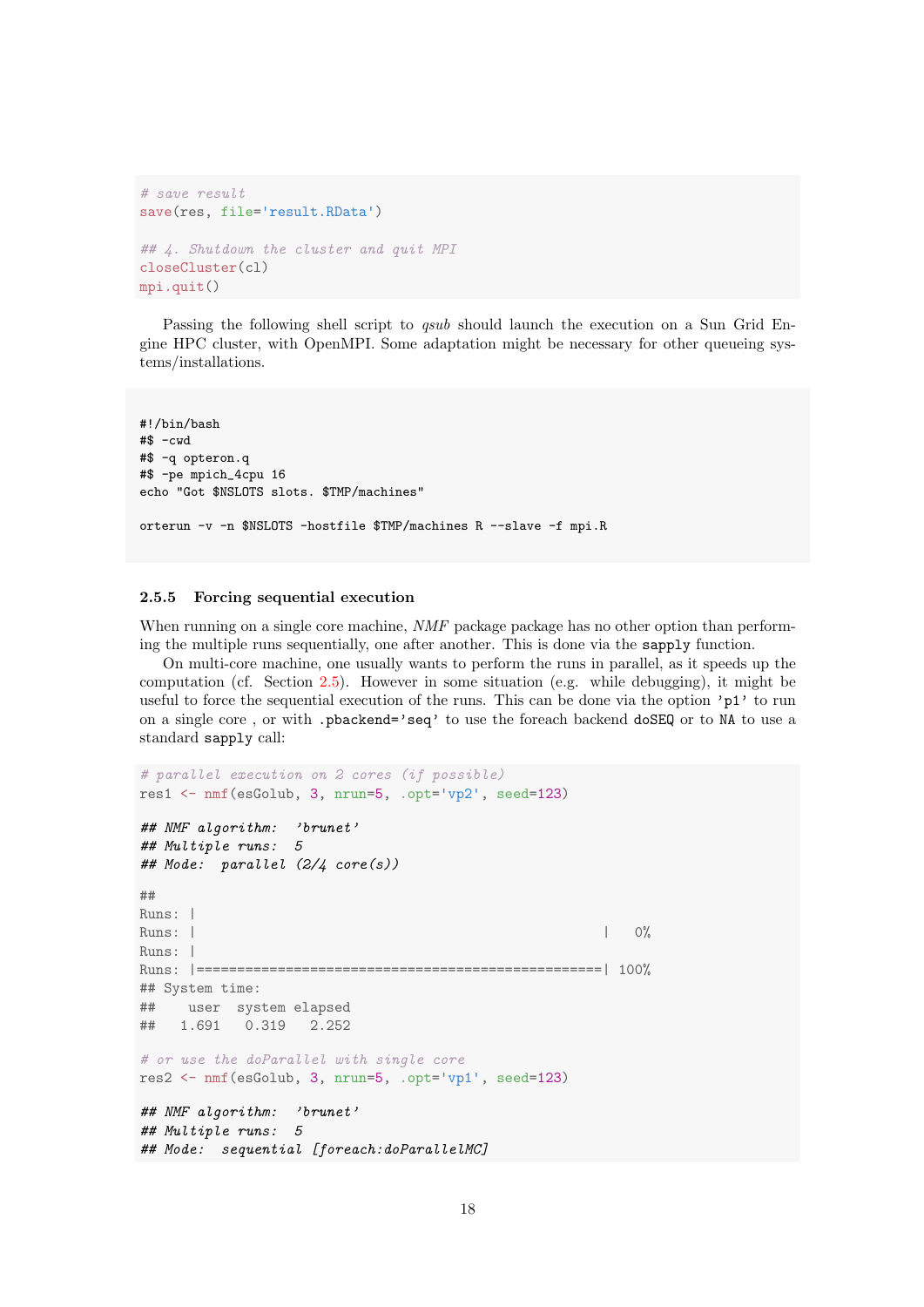```r
# save result
save(res, file='result.RData')

## 4. Shutdown the cluster and quit MPI
closeCluster(cl)
mpi.quit()
```

Passing the following shell script to *qsub* should launch the execution on a Sun Grid Engine HPC cluster, with OpenMPI. Some adaptation might be necessary for other queueing systems/installations.

```
#!/bin/bash
#$ -cwd
#$ -q opteron.q
#$ -pe mpich_4cpu 16
echo "Got $NSLOTS slots. $TMP/machines"

orterun -v -n $NSLOTS -hostfile $TMP/machines R --slave -f mpi.R
```

### 2.5.5 Forcing sequential execution

When running on a single core machine, *NMF* package package has no other option than performing the multiple runs sequentially, one after another. This is done via the `sapply` function.

On multi-core machine, one usually wants to perform the runs in parallel, as it speeds up the computation (cf. Section 2.5). However in some situation (e.g. while debugging), it might be useful to force the sequential execution of the runs. This can be done via the option `'p1'` to run on a single core , or with `.pbackend='seq'` to use the foreach backend `doSEQ` or to `NA` to use a standard `sapply` call:

```r
# parallel execution on 2 cores (if possible)
res1 <- nmf(esGolub, 3, nrun=5, .opt='vp2', seed=123)

## NMF algorithm:  'brunet'
## Multiple runs:  5
## Mode:  parallel (2/4 core(s))

##
Runs: |
Runs: |                                                  |   0%
Runs: |
Runs: |==================================================| 100%
## System time:
##    user  system elapsed
##   1.691   0.319   2.252

# or use the doParallel with single core
res2 <- nmf(esGolub, 3, nrun=5, .opt='vp1', seed=123)

## NMF algorithm:  'brunet'
## Multiple runs:  5
## Mode:  sequential [foreach:doParallelMC]
```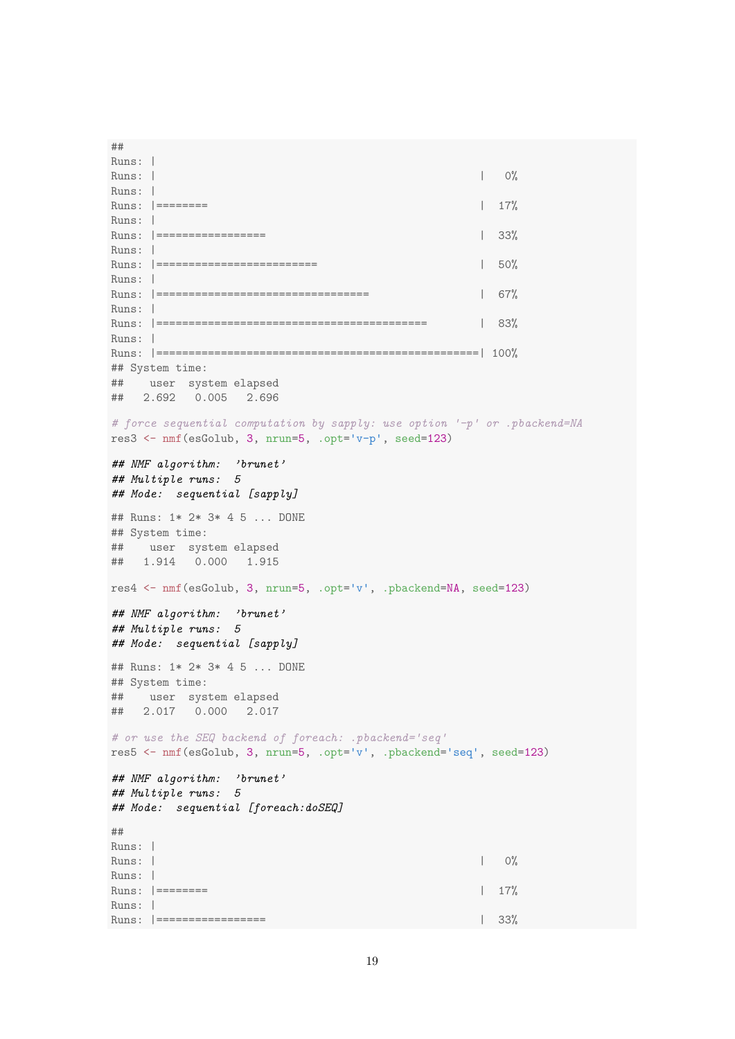```
##
Runs: |
Runs: |                                                  |   0%
Runs: |
Runs: |========                                          |  17%
Runs: |
Runs: |=================                                 |  33%
Runs: |
Runs: |=========================                         |  50%
Runs: |
Runs: |=================================                 |  67%
Runs: |
Runs: |==========================================        |  83%
Runs: |
Runs: |==================================================| 100%
## System time:
##    user  system elapsed
##   2.692   0.005   2.696

# force sequential computation by sapply: use option '-p' or .pbackend=NA
res3 <- nmf(esGolub, 3, nrun=5, .opt='v-p', seed=123)

## NMF algorithm:  'brunet'
## Multiple runs:  5
## Mode:  sequential [sapply]

## Runs: 1* 2* 3* 4 5 ... DONE
## System time:
##    user  system elapsed
##   1.914   0.000   1.915

res4 <- nmf(esGolub, 3, nrun=5, .opt='v', .pbackend=NA, seed=123)

## NMF algorithm:  'brunet'
## Multiple runs:  5
## Mode:  sequential [sapply]

## Runs: 1* 2* 3* 4 5 ... DONE
## System time:
##    user  system elapsed
##   2.017   0.000   2.017

# or use the SEQ backend of foreach: .pbackend='seq'
res5 <- nmf(esGolub, 3, nrun=5, .opt='v', .pbackend='seq', seed=123)

## NMF algorithm:  'brunet'
## Multiple runs:  5
## Mode:  sequential [foreach:doSEQ]

##
Runs: |
Runs: |                                                  |   0%
Runs: |
Runs: |========                                          |  17%
Runs: |
Runs: |=================                                 |  33%
```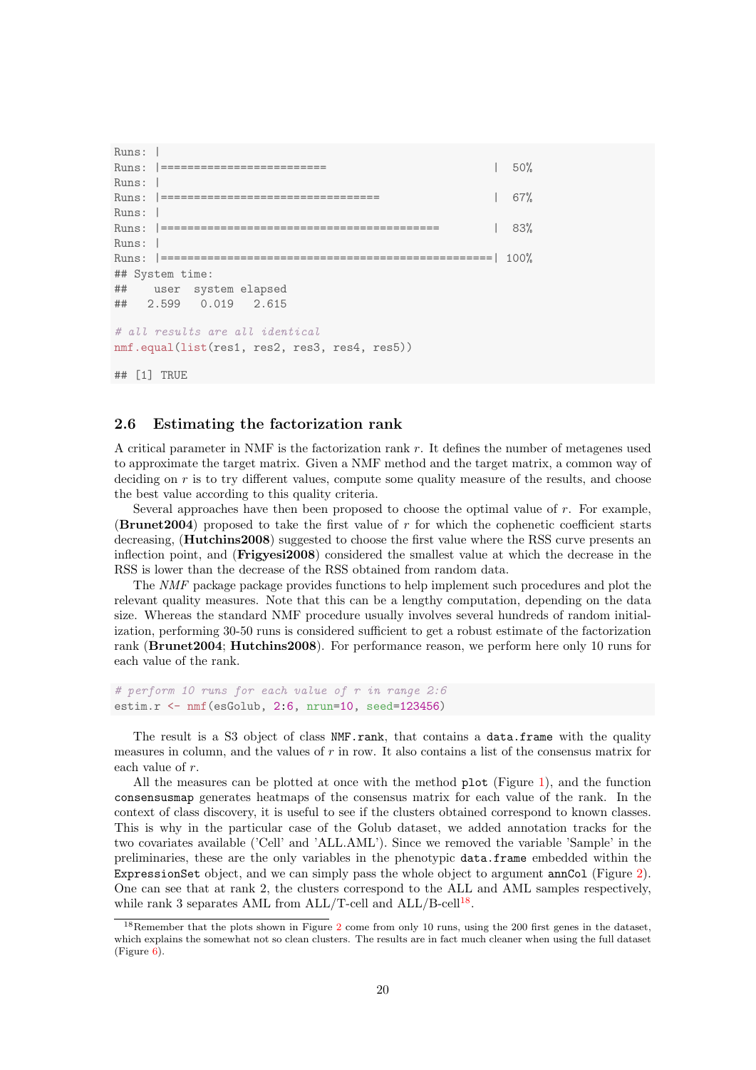```
Runs: |
Runs: |=========================                         |  50%
Runs: |
Runs: |=================================                 |  67%
Runs: |
Runs: |=========================================         |  83%
Runs: |
Runs: |==================================================| 100%
## System time:
##    user  system elapsed
##   2.599   0.019   2.615

# all results are all identical
nmf.equal(list(res1, res2, res3, res4, res5))

## [1] TRUE
```

### 2.6 Estimating the factorization rank

A critical parameter in NMF is the factorization rank $r$. It defines the number of metagenes used to approximate the target matrix. Given a NMF method and the target matrix, a common way of deciding on $r$ is to try different values, compute some quality measure of the results, and choose the best value according to this quality criteria.

Several approaches have then been proposed to choose the optimal value of $r$. For example, (**Brunet2004**) proposed to take the first value of $r$ for which the cophenetic coefficient starts decreasing, (**Hutchins2008**) suggested to choose the first value where the RSS curve presents an inflection point, and (**Frigyesi2008**) considered the smallest value at which the decrease in the RSS is lower than the decrease of the RSS obtained from random data.

The *NMF* package package provides functions to help implement such procedures and plot the relevant quality measures. Note that this can be a lengthy computation, depending on the data size. Whereas the standard NMF procedure usually involves several hundreds of random initialization, performing 30-50 runs is considered sufficient to get a robust estimate of the factorization rank (**Brunet2004**; **Hutchins2008**). For performance reason, we perform here only 10 runs for each value of the rank.

```
# perform 10 runs for each value of r in range 2:6
estim.r <- nmf(esGolub, 2:6, nrun=10, seed=123456)
```

The result is a S3 object of class `NMF.rank`, that contains a `data.frame` with the quality measures in column, and the values of $r$ in row. It also contains a list of the consensus matrix for each value of $r$.

All the measures can be plotted at once with the method `plot` (Figure 1), and the function `consensusmap` generates heatmaps of the consensus matrix for each value of the rank. In the context of class discovery, it is useful to see if the clusters obtained correspond to known classes. This is why in the particular case of the Golub dataset, we added annotation tracks for the two covariates available ('Cell' and 'ALL.AML'). Since we removed the variable 'Sample' in the preliminaries, these are the only variables in the phenotypic `data.frame` embedded within the `ExpressionSet` object, and we can simply pass the whole object to argument `annCol` (Figure 2). One can see that at rank 2, the clusters correspond to the ALL and AML samples respectively, while rank 3 separates AML from ALL/T-cell and ALL/B-cell[18].

[18] Remember that the plots shown in Figure 2 come from only 10 runs, using the 200 first genes in the dataset, which explains the somewhat not so clean clusters. The results are in fact much cleaner when using the full dataset (Figure 6).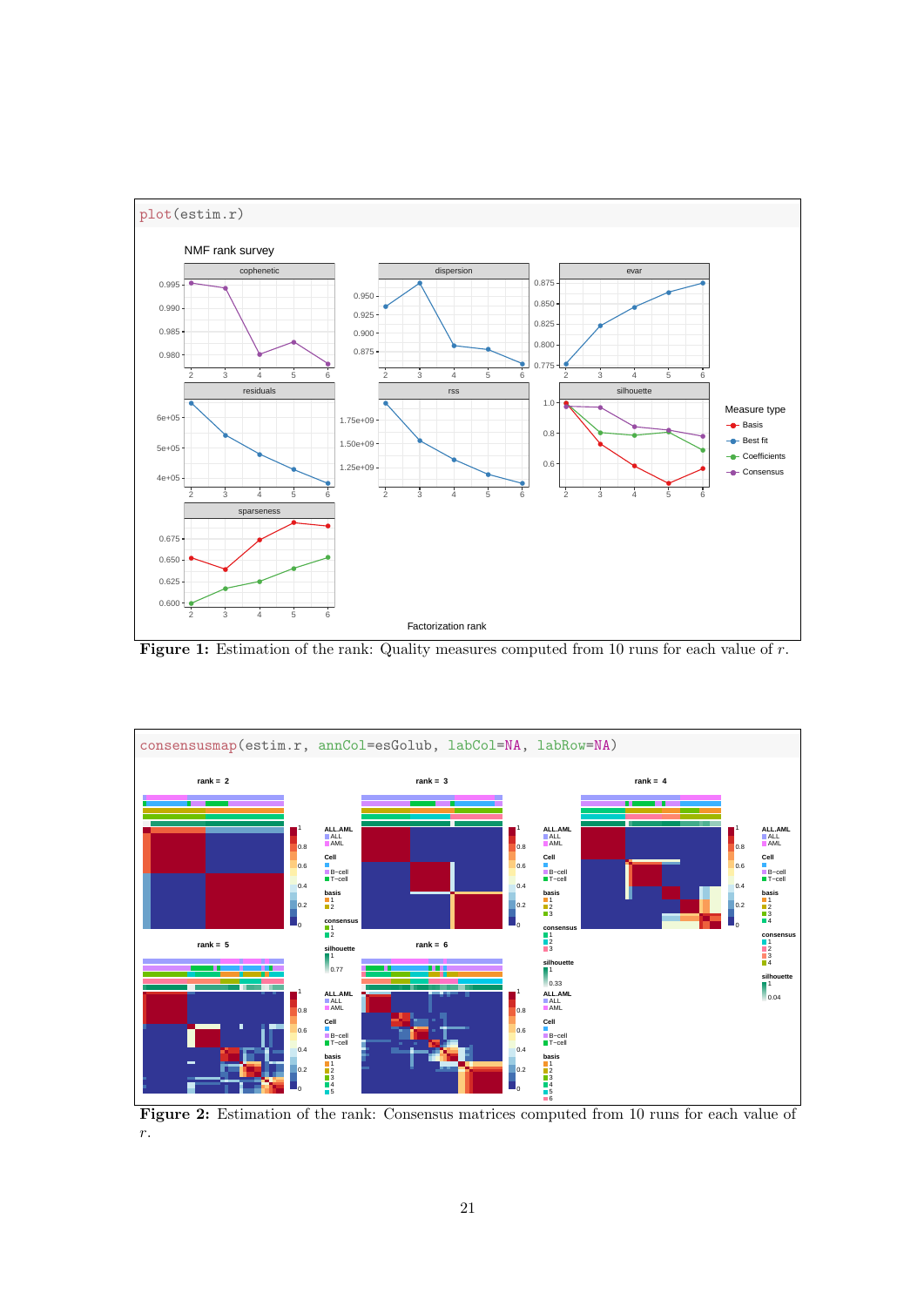```
plot(estim.r)
```

**Figure 1:** Estimation of the rank: Quality measures computed from 10 runs for each value of $r$.

```
consensusmap(estim.r, annCol=esGolub, labCol=NA, labRow=NA)
```

**Figure 2:** Estimation of the rank: Consensus matrices computed from 10 runs for each value of $r$.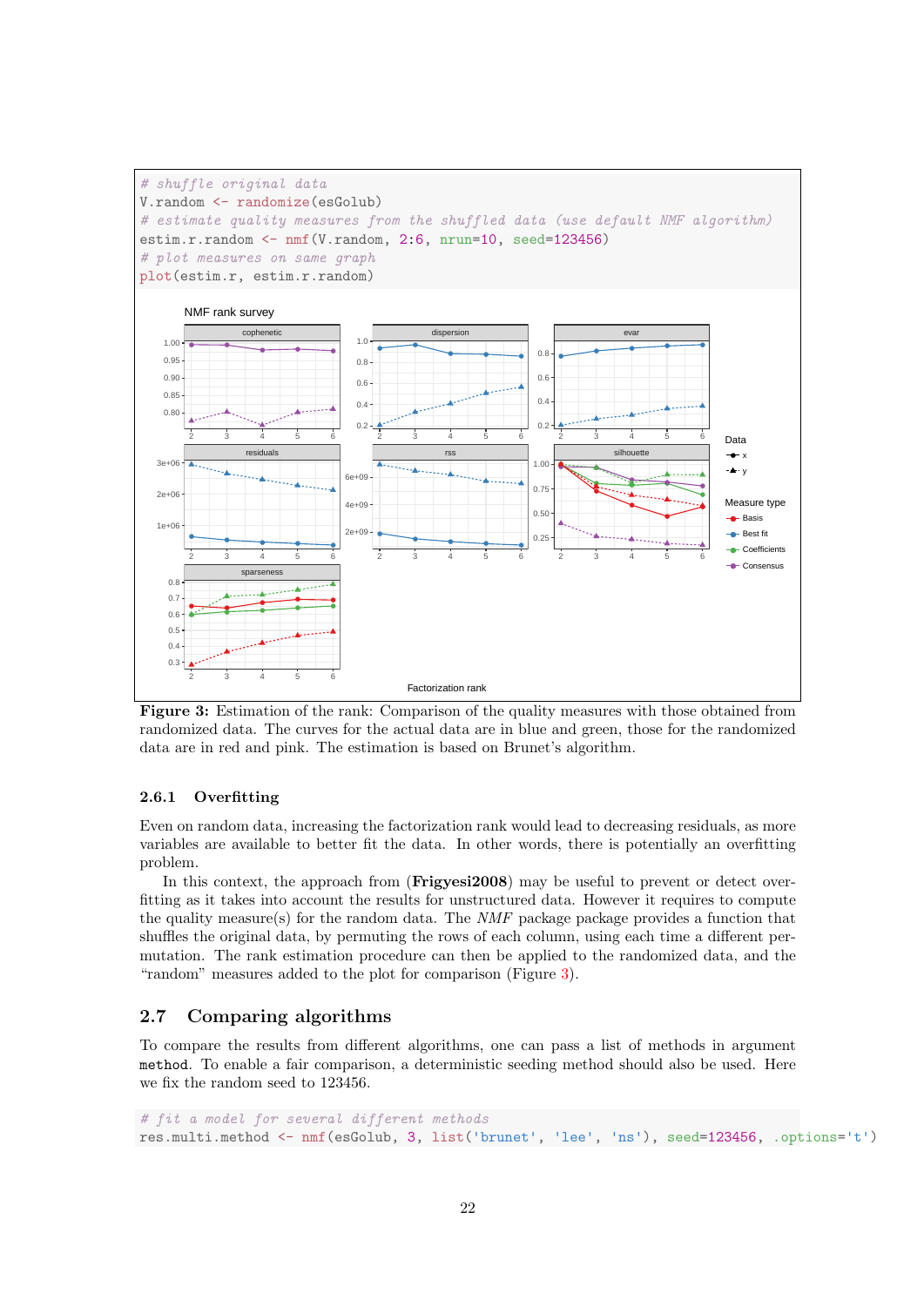```
# shuffle original data
V.random <- randomize(esGolub)
# estimate quality measures from the shuffled data (use default NMF algorithm)
estim.r.random <- nmf(V.random, 2:6, nrun=10, seed=123456)
# plot measures on same graph
plot(estim.r, estim.r.random)
```

**Figure 3:** Estimation of the rank: Comparison of the quality measures with those obtained from randomized data. The curves for the actual data are in blue and green, those for the randomized data are in red and pink. The estimation is based on Brunet's algorithm.

### 2.6.1 Overfitting

Even on random data, increasing the factorization rank would lead to decreasing residuals, as more variables are available to better fit the data. In other words, there is potentially an overfitting problem.

In this context, the approach from (**Frigyesi2008**) may be useful to prevent or detect overfitting as it takes into account the results for unstructured data. However it requires to compute the quality measure(s) for the random data. The *NMF* package package provides a function that shuffles the original data, by permuting the rows of each column, using each time a different permutation. The rank estimation procedure can then be applied to the randomized data, and the "random" measures added to the plot for comparison (Figure 3).

## 2.7 Comparing algorithms

To compare the results from different algorithms, one can pass a list of methods in argument `method`. To enable a fair comparison, a deterministic seeding method should also be used. Here we fix the random seed to 123456.

```
# fit a model for several different methods
res.multi.method <- nmf(esGolub, 3, list('brunet', 'lee', 'ns'), seed=123456, .options='t')
```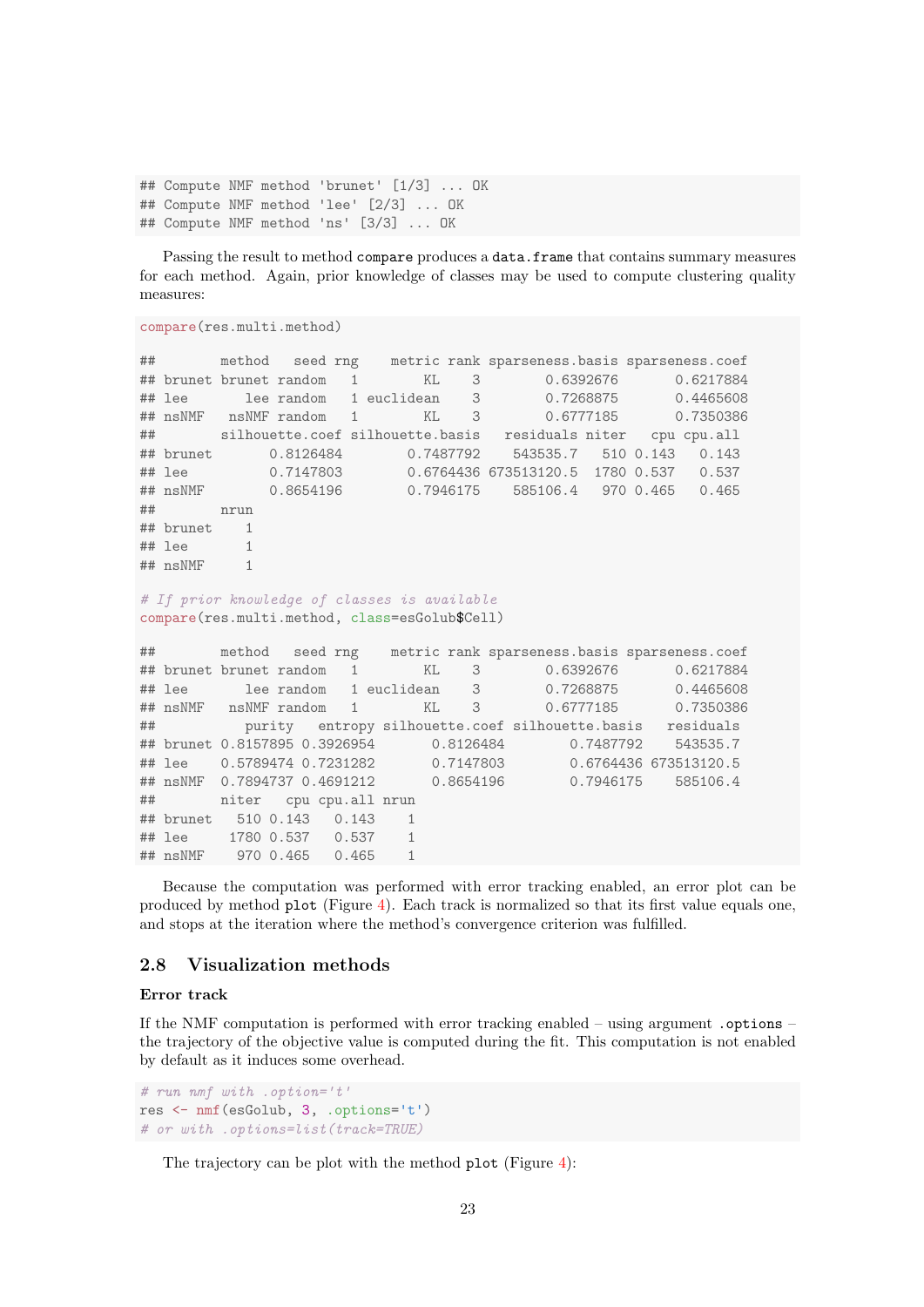```
## Compute NMF method 'brunet' [1/3] ... OK
## Compute NMF method 'lee' [2/3] ... OK
## Compute NMF method 'ns' [3/3] ... OK
```

Passing the result to method `compare` produces a `data.frame` that contains summary measures for each method. Again, prior knowledge of classes may be used to compute clustering quality measures:

```
compare(res.multi.method)

##        method   seed rng    metric rank sparseness.basis sparseness.coef
## brunet brunet random   1        KL    3        0.6392676       0.6217884
## lee       lee random   1 euclidean    3        0.7268875       0.4465608
## nsNMF   nsNMF random   1        KL    3        0.6777185       0.7350386
##        silhouette.coef silhouette.basis   residuals niter   cpu cpu.all
## brunet       0.8126484        0.7487792    543535.7   510 0.143   0.143
## lee          0.7147803        0.6764436 673513120.5  1780 0.537   0.537
## nsNMF        0.8654196        0.7946175    585106.4   970 0.465   0.465
##        nrun
## brunet    1
## lee       1
## nsNMF     1

# If prior knowledge of classes is available
compare(res.multi.method, class=esGolub$Cell)

##        method   seed rng    metric rank sparseness.basis sparseness.coef
## brunet brunet random   1        KL    3        0.6392676       0.6217884
## lee       lee random   1 euclidean    3        0.7268875       0.4465608
## nsNMF   nsNMF random   1        KL    3        0.6777185       0.7350386
##           purity   entropy silhouette.coef silhouette.basis   residuals
## brunet 0.8157895 0.3926954       0.8126484        0.7487792    543535.7
## lee    0.5789474 0.7231282       0.7147803        0.6764436 673513120.5
## nsNMF  0.7894737 0.4691212       0.8654196        0.7946175    585106.4
##        niter   cpu cpu.all nrun
## brunet   510 0.143   0.143    1
## lee     1780 0.537   0.537    1
## nsNMF    970 0.465   0.465    1
```

Because the computation was performed with error tracking enabled, an error plot can be produced by method `plot` (Figure 4). Each track is normalized so that its first value equals one, and stops at the iteration where the method's convergence criterion was fulfilled.

## 2.8 Visualization methods

**Error track**

If the NMF computation is performed with error tracking enabled – using argument `.options` – the trajectory of the objective value is computed during the fit. This computation is not enabled by default as it induces some overhead.

```
# run nmf with .option='t'
res <- nmf(esGolub, 3, .options='t')
# or with .options=list(track=TRUE)
```

The trajectory can be plot with the method `plot` (Figure 4):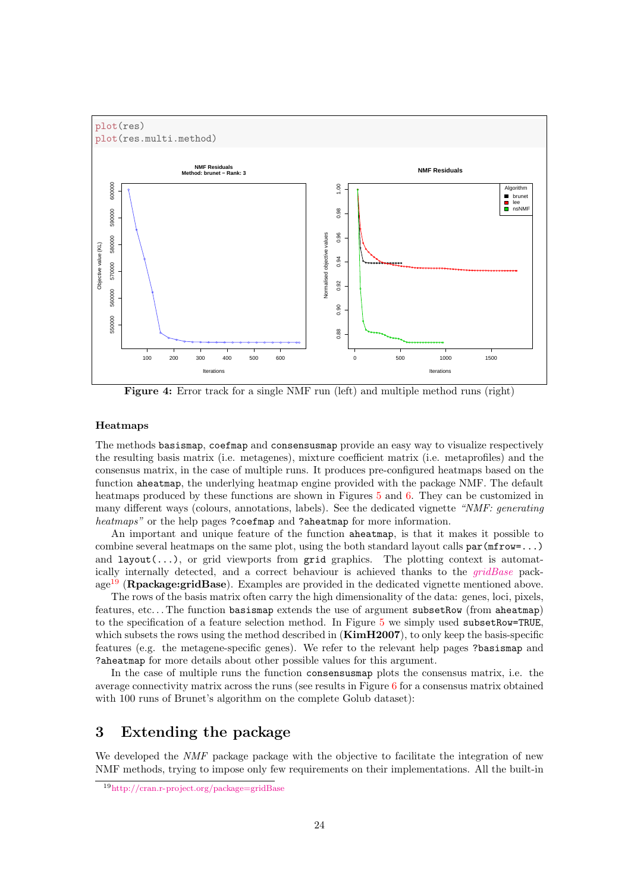```
plot(res)
plot(res.multi.method)
```

Figure 4: Error track for a single NMF run (left) and multiple method runs (right)

### Heatmaps

The methods `basismap`, `coefmap` and `consensusmap` provide an easy way to visualize respectively the resulting basis matrix (i.e. metagenes), mixture coefficient matrix (i.e. metaprofiles) and the consensus matrix, in the case of multiple runs. It produces pre-configured heatmaps based on the function `aheatmap`, the underlying heatmap engine provided with the package NMF. The default heatmaps produced by these functions are shown in Figures 5 and 6. They can be customized in many different ways (colours, annotations, labels). See the dedicated vignette *"NMF: generating heatmaps"* or the help pages `?coefmap` and `?aheatmap` for more information.

An important and unique feature of the function `aheatmap`, is that it makes it possible to combine several heatmaps on the same plot, using the both standard layout calls `par(mfrow=...)` and `layout(...)`, or grid viewports from `grid` graphics. The plotting context is automatically internally detected, and a correct behaviour is achieved thanks to the *gridBase* package[19] (**Rpackage:gridBase**). Examples are provided in the dedicated vignette mentioned above.

The rows of the basis matrix often carry the high dimensionality of the data: genes, loci, pixels, features, etc... The function `basismap` extends the use of argument `subsetRow` (from `aheatmap`) to the specification of a feature selection method. In Figure 5 we simply used `subsetRow=TRUE`, which subsets the rows using the method described in (**KimH2007**), to only keep the basis-specific features (e.g. the metagene-specific genes). We refer to the relevant help pages `?basismap` and `?aheatmap` for more details about other possible values for this argument.

In the case of multiple runs the function `consensusmap` plots the consensus matrix, i.e. the average connectivity matrix across the runs (see results in Figure 6 for a consensus matrix obtained with 100 runs of Brunet's algorithm on the complete Golub dataset):

## 3 Extending the package

We developed the *NMF* package package with the objective to facilitate the integration of new NMF methods, trying to impose only few requirements on their implementations. All the built-in

[19] http://cran.r-project.org/package=gridBase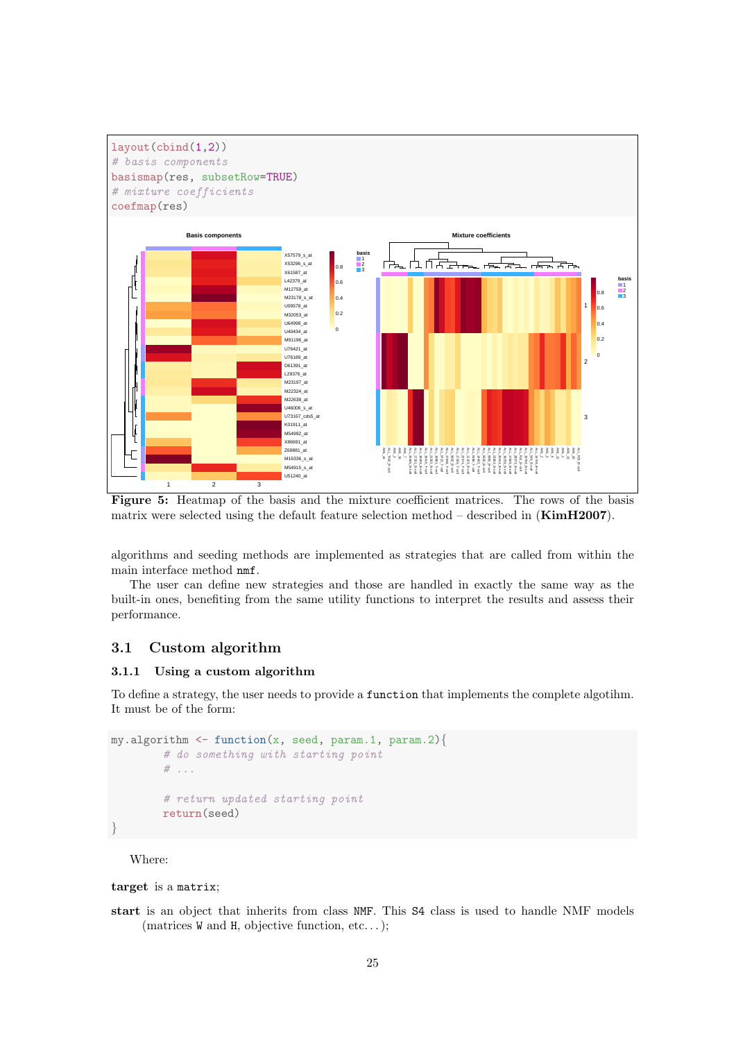```
layout(cbind(1,2))
# basis components
basismap(res, subsetRow=TRUE)
# mixture coefficients
coefmap(res)
```

Figure 5: Heatmap of the basis and the mixture coefficient matrices. The rows of the basis matrix were selected using the default feature selection method – described in (**KimH2007**).

algorithms and seeding methods are implemented as strategies that are called from within the main interface method `nmf`.

The user can define new strategies and those are handled in exactly the same way as the built-in ones, benefiting from the same utility functions to interpret the results and assess their performance.

## 3.1 Custom algorithm

### 3.1.1 Using a custom algorithm

To define a strategy, the user needs to provide a `function` that implements the complete algotihm. It must be of the form:

```
my.algorithm <- function(x, seed, param.1, param.2){
        # do something with starting point
        # ...

        # return updated starting point
        return(seed)
}
```

Where:

**target** is a `matrix`;

**start** is an object that inherits from class `NMF`. This `S4` class is used to handle NMF models (matrices `W` and `H`, objective function, etc...);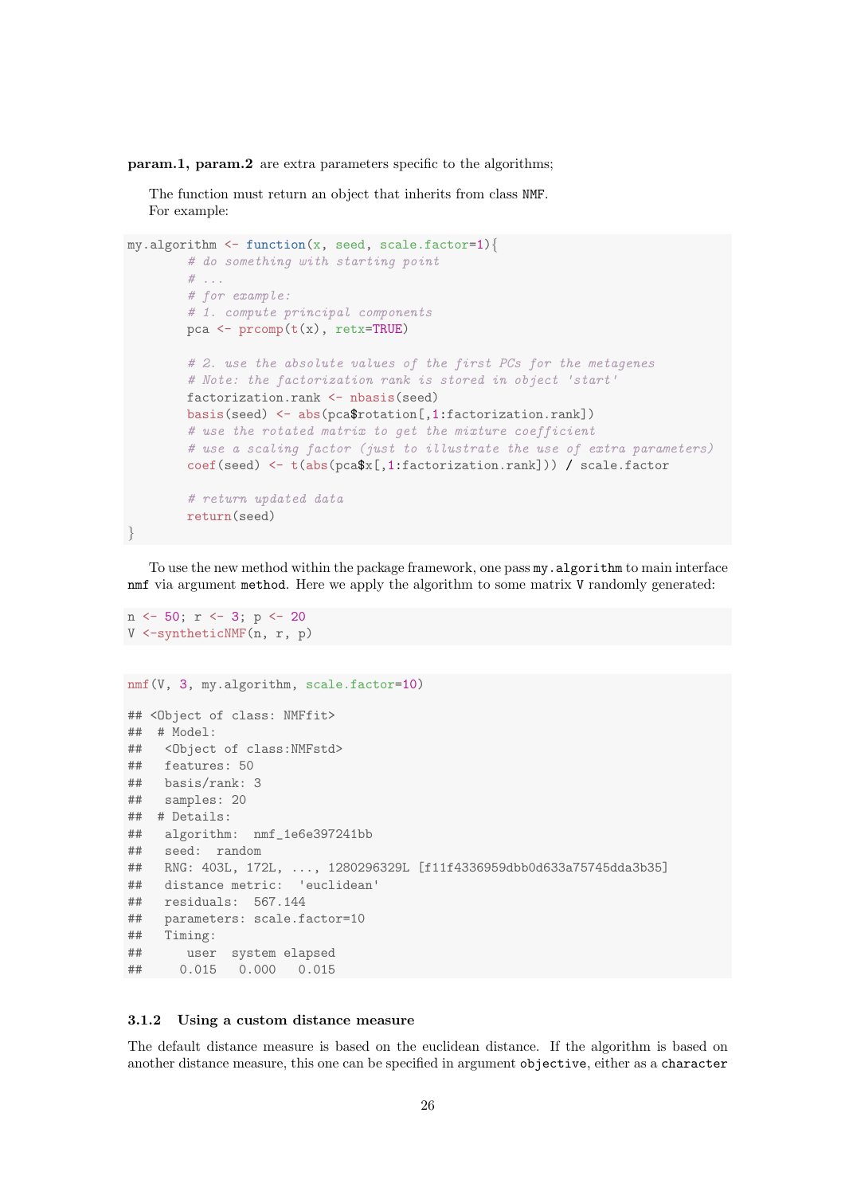**param.1, param.2** are extra parameters specific to the algorithms;

The function must return an object that inherits from class `NMF`.
For example:

```
my.algorithm <- function(x, seed, scale.factor=1){
        # do something with starting point
        # ...
        # for example:
        # 1. compute principal components
        pca <- prcomp(t(x), retx=TRUE)

        # 2. use the absolute values of the first PCs for the metagenes
        # Note: the factorization rank is stored in object 'start'
        factorization.rank <- nbasis(seed)
        basis(seed) <- abs(pca$rotation[,1:factorization.rank])
        # use the rotated matrix to get the mixture coefficient
        # use a scaling factor (just to illustrate the use of extra parameters)
        coef(seed) <- t(abs(pca$x[,1:factorization.rank])) / scale.factor

        # return updated data
        return(seed)
}
```

To use the new method within the package framework, one pass `my.algorithm` to main interface `nmf` via argument `method`. Here we apply the algorithm to some matrix `V` randomly generated:

```
n <- 50; r <- 3; p <- 20
V <-syntheticNMF(n, r, p)
```

```
nmf(V, 3, my.algorithm, scale.factor=10)

## <Object of class: NMFfit>
##  # Model:
##   <Object of class:NMFstd>
##   features: 50
##   basis/rank: 3
##   samples: 20
##  # Details:
##   algorithm:  nmf_1e6e397241bb
##   seed:  random
##   RNG: 403L, 172L, ..., 1280296329L [f11f4336959dbb0d633a75745dda3b35]
##   distance metric:  'euclidean'
##   residuals:  567.144
##   parameters: scale.factor=10
##   Timing:
##      user  system elapsed
##     0.015   0.000   0.015
```

### 3.1.2 Using a custom distance measure

The default distance measure is based on the euclidean distance. If the algorithm is based on another distance measure, this one can be specified in argument `objective`, either as a `character`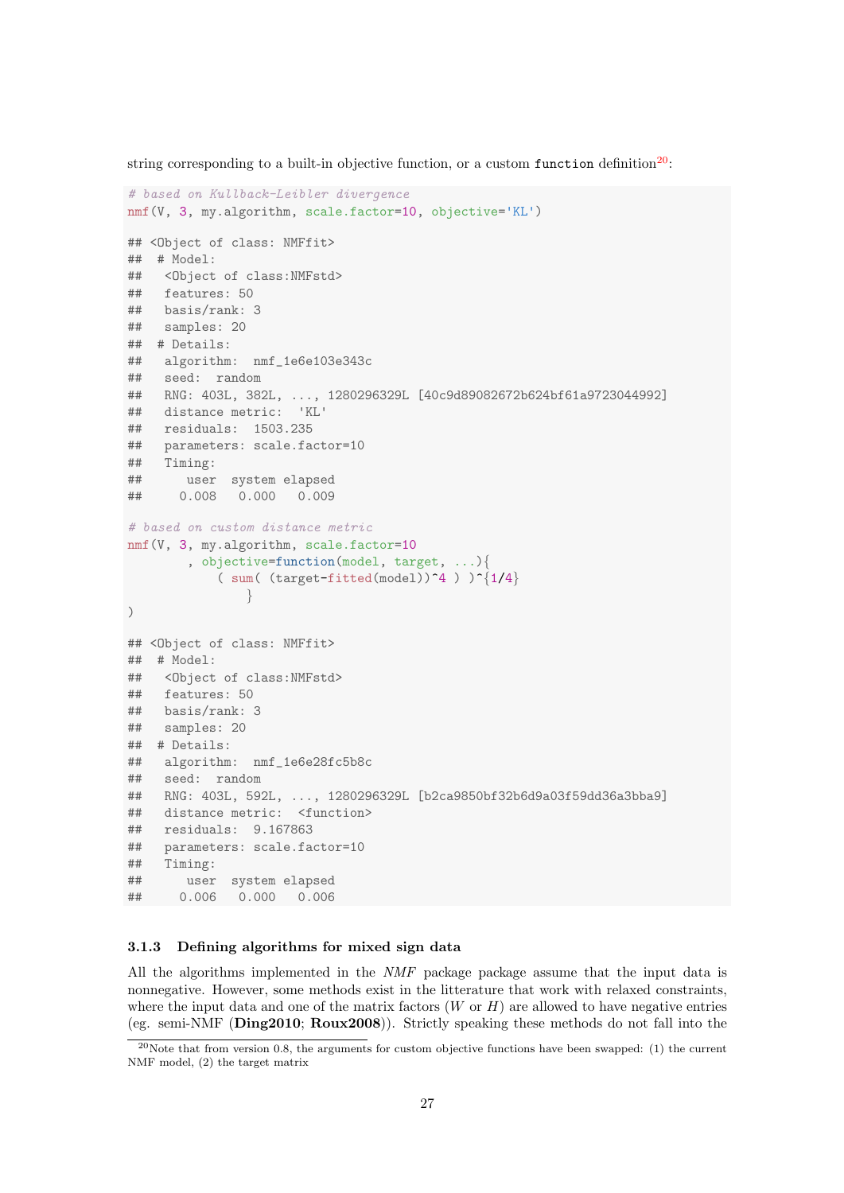string corresponding to a built-in objective function, or a custom `function` definition[20]:

```
# based on Kullback-Leibler divergence
nmf(V, 3, my.algorithm, scale.factor=10, objective='KL')

## <Object of class: NMFfit>
##  # Model:
##   <Object of class:NMFstd>
##   features: 50
##   basis/rank: 3
##   samples: 20
##  # Details:
##   algorithm:  nmf_1e6e103e343c
##   seed:  random
##   RNG: 403L, 382L, ..., 1280296329L [40c9d89082672b624bf61a9723044992]
##   distance metric:  'KL'
##   residuals:  1503.235
##   parameters: scale.factor=10
##   Timing:
##      user  system elapsed
##     0.008   0.000   0.009

# based on custom distance metric
nmf(V, 3, my.algorithm, scale.factor=10
       , objective=function(model, target, ...){
           ( sum( (target-fitted(model))^4 ) )^{1/4}
               }
)

## <Object of class: NMFfit>
##  # Model:
##   <Object of class:NMFstd>
##   features: 50
##   basis/rank: 3
##   samples: 20
##  # Details:
##   algorithm:  nmf_1e6e28fc5b8c
##   seed:  random
##   RNG: 403L, 592L, ..., 1280296329L [b2ca9850bf32b6d9a03f59dd36a3bba9]
##   distance metric:  <function>
##   residuals:  9.167863
##   parameters: scale.factor=10
##   Timing:
##      user  system elapsed
##     0.006   0.000   0.006
```

### 3.1.3 Defining algorithms for mixed sign data

All the algorithms implemented in the *NMF* package package assume that the input data is nonnegative. However, some methods exist in the litterature that work with relaxed constraints, where the input data and one of the matrix factors ($W$ or $H$) are allowed to have negative entries (eg. semi-NMF (**Ding2010**; **Roux2008**)). Strictly speaking these methods do not fall into the

[20]Note that from version 0.8, the arguments for custom objective functions have been swapped: (1) the current NMF model, (2) the target matrix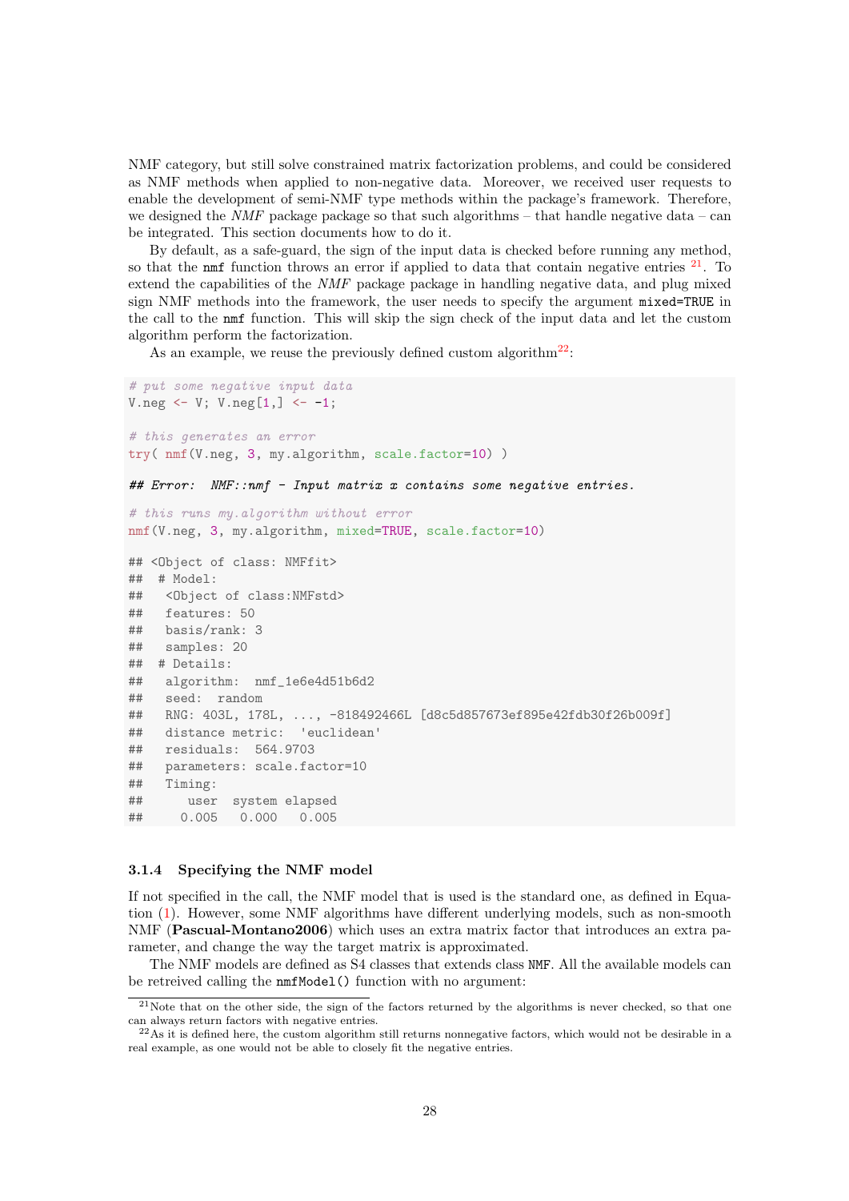NMF category, but still solve constrained matrix factorization problems, and could be considered as NMF methods when applied to non-negative data. Moreover, we received user requests to enable the development of semi-NMF type methods within the package's framework. Therefore, we designed the *NMF* package package so that such algorithms – that handle negative data – can be integrated. This section documents how to do it.

By default, as a safe-guard, the sign of the input data is checked before running any method, so that the `nmf` function throws an error if applied to data that contain negative entries [21]. To extend the capabilities of the *NMF* package package in handling negative data, and plug mixed sign NMF methods into the framework, the user needs to specify the argument `mixed=TRUE` in the call to the `nmf` function. This will skip the sign check of the input data and let the custom algorithm perform the factorization.

As an example, we reuse the previously defined custom algorithm[22]:

```
# put some negative input data
V.neg <- V; V.neg[1,] <- -1;

# this generates an error
try( nmf(V.neg, 3, my.algorithm, scale.factor=10) )

## Error:  NMF::nmf - Input matrix x contains some negative entries.

# this runs my.algorithm without error
nmf(V.neg, 3, my.algorithm, mixed=TRUE, scale.factor=10)

## <Object of class: NMFfit>
##  # Model:
##   <Object of class:NMFstd>
##   features: 50
##   basis/rank: 3
##   samples: 20
##  # Details:
##   algorithm:  nmf_1e6e4d51b6d2
##   seed:  random
##   RNG: 403L, 178L, ..., -818492466L [d8c5d857673ef895e42fdb30f26b009f]
##   distance metric:  'euclidean'
##   residuals:  564.9703
##   parameters: scale.factor=10
##   Timing:
##      user  system elapsed
##     0.005   0.000   0.005
```

### 3.1.4 Specifying the NMF model

If not specified in the call, the NMF model that is used is the standard one, as defined in Equation (1). However, some NMF algorithms have different underlying models, such as non-smooth NMF (**Pascual-Montano2006**) which uses an extra matrix factor that introduces an extra parameter, and change the way the target matrix is approximated.

The NMF models are defined as S4 classes that extends class `NMF`. All the available models can be retreived calling the `nmfModel()` function with no argument:

[21] Note that on the other side, the sign of the factors returned by the algorithms is never checked, so that one can always return factors with negative entries.

[22] As it is defined here, the custom algorithm still returns nonnegative factors, which would not be desirable in a real example, as one would not be able to closely fit the negative entries.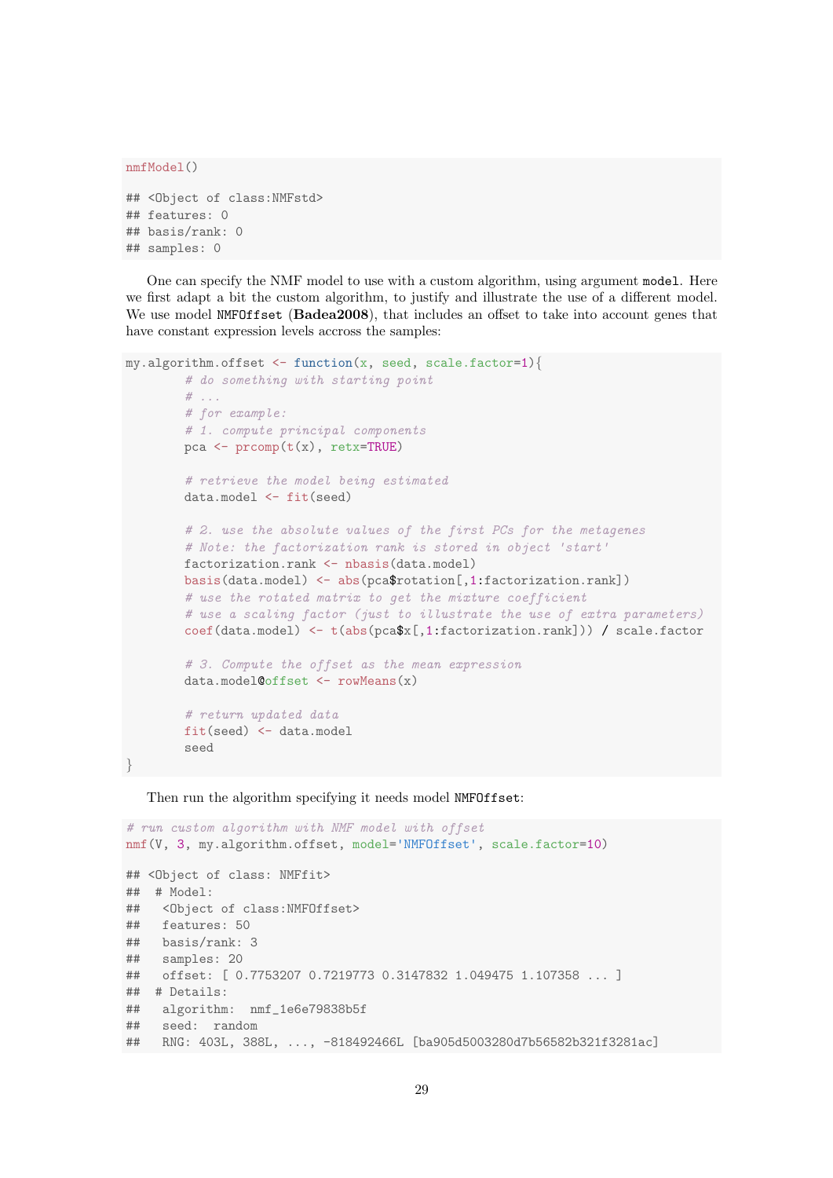```
nmfModel()

## <Object of class:NMFstd>
## features: 0
## basis/rank: 0
## samples: 0
```

One can specify the NMF model to use with a custom algorithm, using argument `model`. Here we first adapt a bit the custom algorithm, to justify and illustrate the use of a different model. We use model `NMFOffset` (**Badea2008**), that includes an offset to take into account genes that have constant expression levels accross the samples:

```
my.algorithm.offset <- function(x, seed, scale.factor=1){
        # do something with starting point
        # ...
        # for example:
        # 1. compute principal components
        pca <- prcomp(t(x), retx=TRUE)

        # retrieve the model being estimated
        data.model <- fit(seed)

        # 2. use the absolute values of the first PCs for the metagenes
        # Note: the factorization rank is stored in object 'start'
        factorization.rank <- nbasis(data.model)
        basis(data.model) <- abs(pca$rotation[,1:factorization.rank])
        # use the rotated matrix to get the mixture coefficient
        # use a scaling factor (just to illustrate the use of extra parameters)
        coef(data.model) <- t(abs(pca$x[,1:factorization.rank])) / scale.factor

        # 3. Compute the offset as the mean expression
        data.model@offset <- rowMeans(x)

        # return updated data
        fit(seed) <- data.model
        seed
}
```

Then run the algorithm specifying it needs model `NMFOffset`:

```
# run custom algorithm with NMF model with offset
nmf(V, 3, my.algorithm.offset, model='NMFOffset', scale.factor=10)

## <Object of class: NMFfit>
##  # Model:
##   <Object of class:NMFOffset>
##   features: 50
##   basis/rank: 3
##   samples: 20
##   offset: [ 0.7753207 0.7219773 0.3147832 1.049475 1.107358 ... ]
##  # Details:
##   algorithm:  nmf_1e6e79838b5f
##   seed:  random
##   RNG: 403L, 388L, ..., -818492466L [ba905d5003280d7b56582b321f3281ac]
```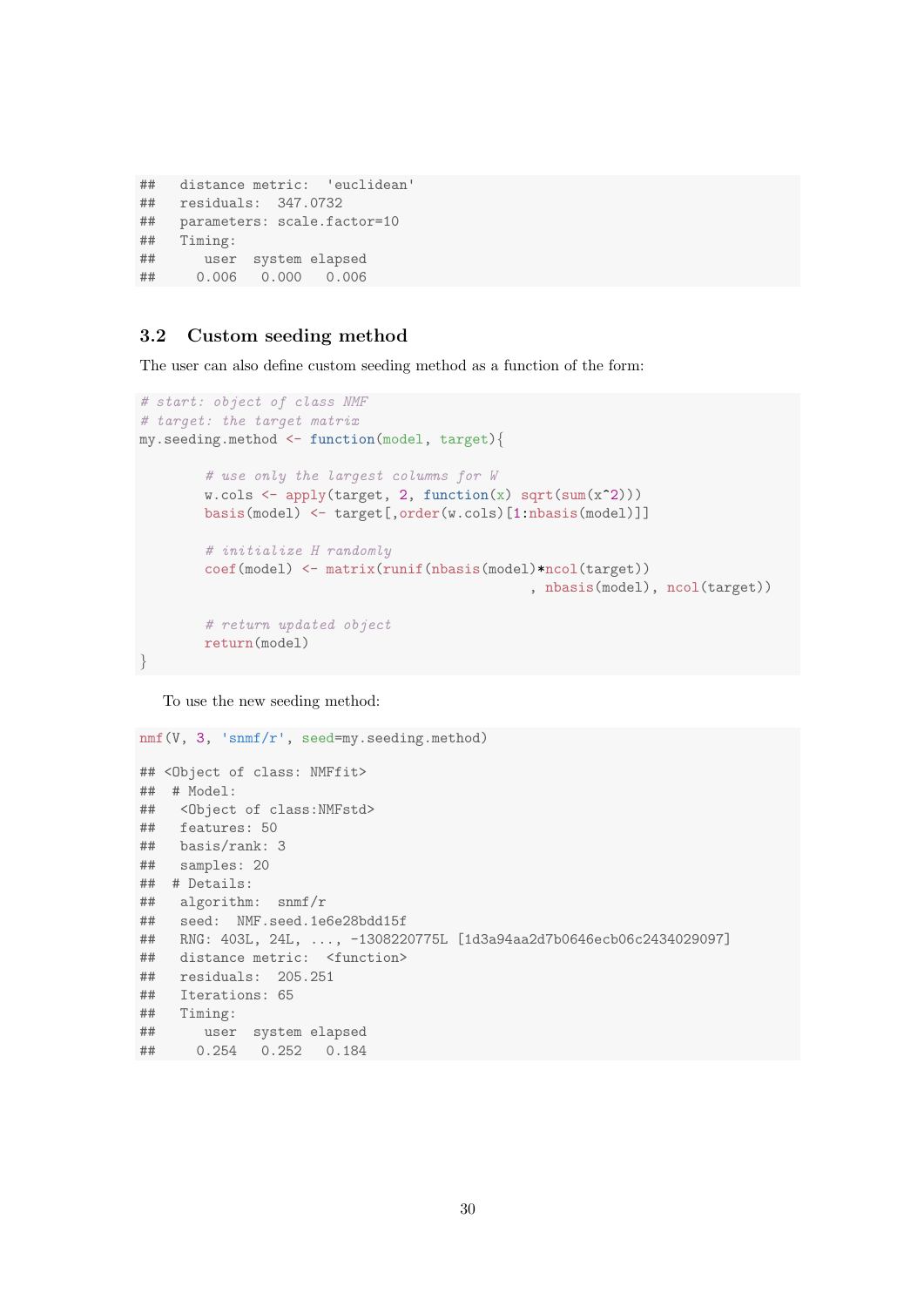```
##   distance metric:  'euclidean'
##   residuals:  347.0732
##   parameters: scale.factor=10
##   Timing:
##      user  system elapsed
##     0.006   0.000   0.006
```

### 3.2 Custom seeding method

The user can also define custom seeding method as a function of the form:

```
# start: object of class NMF
# target: the target matrix
my.seeding.method <- function(model, target){

        # use only the largest columns for W
        w.cols <- apply(target, 2, function(x) sqrt(sum(x^2)))
        basis(model) <- target[,order(w.cols)[1:nbasis(model)]]

        # initialize H randomly
        coef(model) <- matrix(runif(nbasis(model)*ncol(target))
                                                , nbasis(model), ncol(target))

        # return updated object
        return(model)
}
```

To use the new seeding method:

```
nmf(V, 3, 'snmf/r', seed=my.seeding.method)

## <Object of class: NMFfit>
##  # Model:
##   <Object of class:NMFstd>
##   features: 50
##   basis/rank: 3
##   samples: 20
##  # Details:
##   algorithm:  snmf/r
##   seed:  NMF.seed.1e6e28bdd15f
##   RNG: 403L, 24L, ..., -1308220775L [1d3a94aa2d7b0646ecb06c2434029097]
##   distance metric:  <function>
##   residuals:  205.251
##   Iterations: 65
##   Timing:
##      user  system elapsed
##     0.254   0.252   0.184
```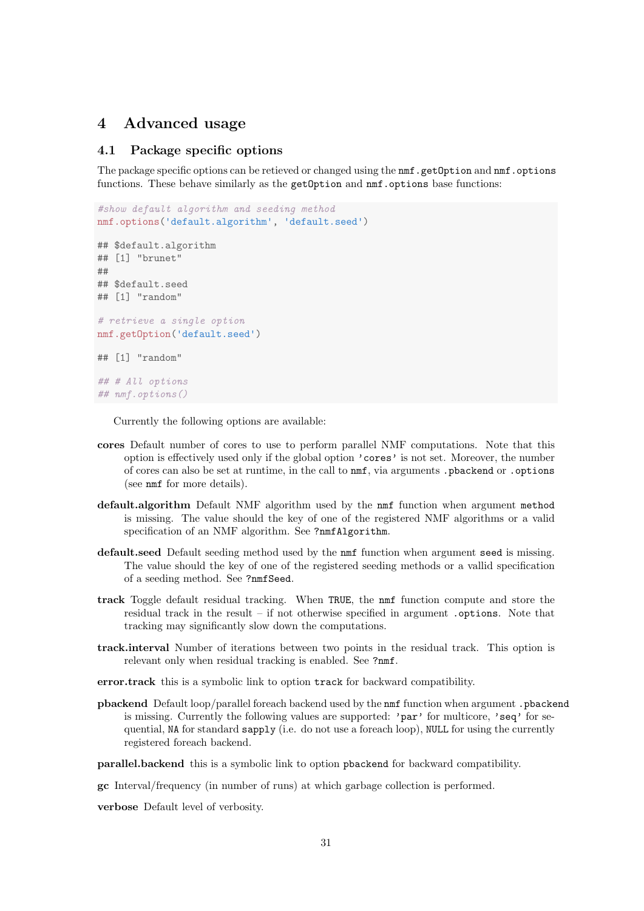# 4 Advanced usage

## 4.1 Package specific options

The package specific options can be retieved or changed using the `nmf.getOption` and `nmf.options` functions. These behave similarly as the `getOption` and `nmf.options` base functions:

```
#show default algorithm and seeding method
nmf.options('default.algorithm', 'default.seed')

## $default.algorithm
## [1] "brunet"
##
## $default.seed
## [1] "random"

# retrieve a single option
nmf.getOption('default.seed')

## [1] "random"

## # All options
## nmf.options()
```

Currently the following options are available:

**cores** Default number of cores to use to perform parallel NMF computations. Note that this option is effectively used only if the global option `'cores'` is not set. Moreover, the number of cores can also be set at runtime, in the call to `nmf`, via arguments `.pbackend` or `.options` (see `nmf` for more details).

**default.algorithm** Default NMF algorithm used by the `nmf` function when argument `method` is missing. The value should the key of one of the registered NMF algorithms or a valid specification of an NMF algorithm. See `?nmfAlgorithm`.

**default.seed** Default seeding method used by the `nmf` function when argument `seed` is missing. The value should the key of one of the registered seeding methods or a vallid specification of a seeding method. See `?nmfSeed`.

**track** Toggle default residual tracking. When `TRUE`, the `nmf` function compute and store the residual track in the result – if not otherwise specified in argument `.options`. Note that tracking may significantly slow down the computations.

**track.interval** Number of iterations between two points in the residual track. This option is relevant only when residual tracking is enabled. See `?nmf`.

**error.track** this is a symbolic link to option `track` for backward compatibility.

**pbackend** Default loop/parallel foreach backend used by the `nmf` function when argument `.pbackend` is missing. Currently the following values are supported: `'par'` for multicore, `'seq'` for sequential, `NA` for standard `sapply` (i.e. do not use a foreach loop), `NULL` for using the currently registered foreach backend.

**parallel.backend** this is a symbolic link to option `pbackend` for backward compatibility.

**gc** Interval/frequency (in number of runs) at which garbage collection is performed.

**verbose** Default level of verbosity.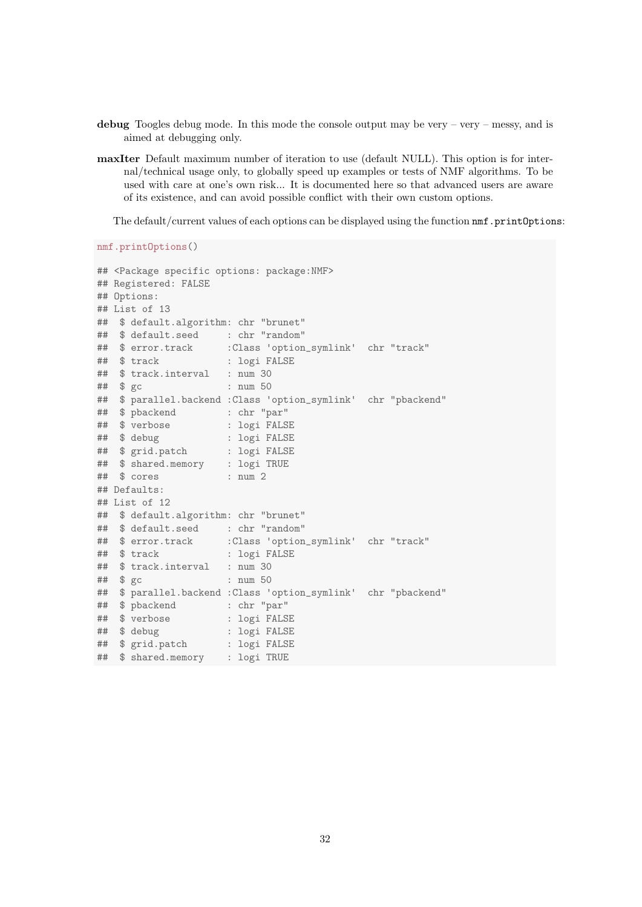**debug** Toogles debug mode. In this mode the console output may be very – very – messy, and is aimed at debugging only.

**maxIter** Default maximum number of iteration to use (default NULL). This option is for internal/technical usage only, to globally speed up examples or tests of NMF algorithms. To be used with care at one's own risk... It is documented here so that advanced users are aware of its existence, and can avoid possible conflict with their own custom options.

The default/current values of each options can be displayed using the function `nmf.printOptions`:

```
nmf.printOptions()

## <Package specific options: package:NMF>
## Registered: FALSE
## Options:
## List of 13
##  $ default.algorithm: chr "brunet"
##  $ default.seed     : chr "random"
##  $ error.track      :Class 'option_symlink'  chr "track"
##  $ track            : logi FALSE
##  $ track.interval   : num 30
##  $ gc               : num 50
##  $ parallel.backend :Class 'option_symlink'  chr "pbackend"
##  $ pbackend         : chr "par"
##  $ verbose          : logi FALSE
##  $ debug            : logi FALSE
##  $ grid.patch       : logi FALSE
##  $ shared.memory    : logi TRUE
##  $ cores            : num 2
## Defaults:
## List of 12
##  $ default.algorithm: chr "brunet"
##  $ default.seed     : chr "random"
##  $ error.track      :Class 'option_symlink'  chr "track"
##  $ track            : logi FALSE
##  $ track.interval   : num 30
##  $ gc               : num 50
##  $ parallel.backend :Class 'option_symlink'  chr "pbackend"
##  $ pbackend         : chr "par"
##  $ verbose          : logi FALSE
##  $ debug            : logi FALSE
##  $ grid.patch       : logi FALSE
##  $ shared.memory    : logi TRUE
```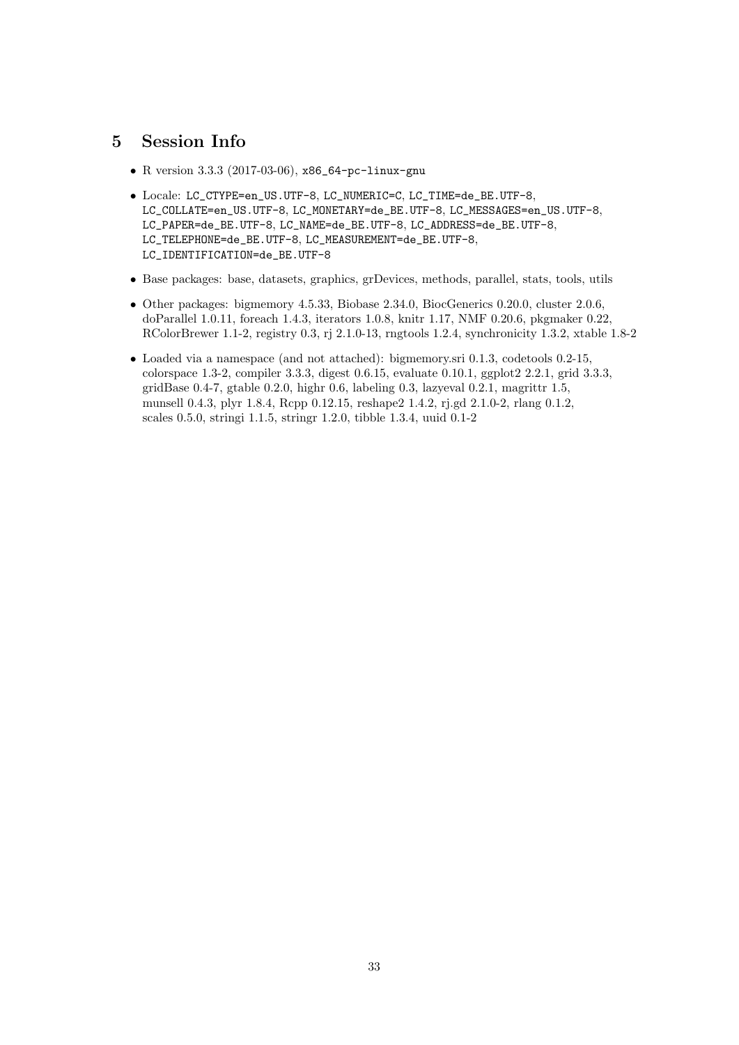## 5 Session Info

- R version 3.3.3 (2017-03-06), `x86_64-pc-linux-gnu`
- Locale: `LC_CTYPE=en_US.UTF-8`, `LC_NUMERIC=C`, `LC_TIME=de_BE.UTF-8`, `LC_COLLATE=en_US.UTF-8`, `LC_MONETARY=de_BE.UTF-8`, `LC_MESSAGES=en_US.UTF-8`, `LC_PAPER=de_BE.UTF-8`, `LC_NAME=de_BE.UTF-8`, `LC_ADDRESS=de_BE.UTF-8`, `LC_TELEPHONE=de_BE.UTF-8`, `LC_MEASUREMENT=de_BE.UTF-8`, `LC_IDENTIFICATION=de_BE.UTF-8`
- Base packages: base, datasets, graphics, grDevices, methods, parallel, stats, tools, utils
- Other packages: bigmemory 4.5.33, Biobase 2.34.0, BiocGenerics 0.20.0, cluster 2.0.6, doParallel 1.0.11, foreach 1.4.3, iterators 1.0.8, knitr 1.17, NMF 0.20.6, pkgmaker 0.22, RColorBrewer 1.1-2, registry 0.3, rj 2.1.0-13, rngtools 1.2.4, synchronicity 1.3.2, xtable 1.8-2
- Loaded via a namespace (and not attached): bigmemory.sri 0.1.3, codetools 0.2-15, colorspace 1.3-2, compiler 3.3.3, digest 0.6.15, evaluate 0.10.1, ggplot2 2.2.1, grid 3.3.3, gridBase 0.4-7, gtable 0.2.0, highr 0.6, labeling 0.3, lazyeval 0.2.1, magrittr 1.5, munsell 0.4.3, plyr 1.8.4, Rcpp 0.12.15, reshape2 1.4.2, rj.gd 2.1.0-2, rlang 0.1.2, scales 0.5.0, stringi 1.1.5, stringr 1.2.0, tibble 1.3.4, uuid 0.1-2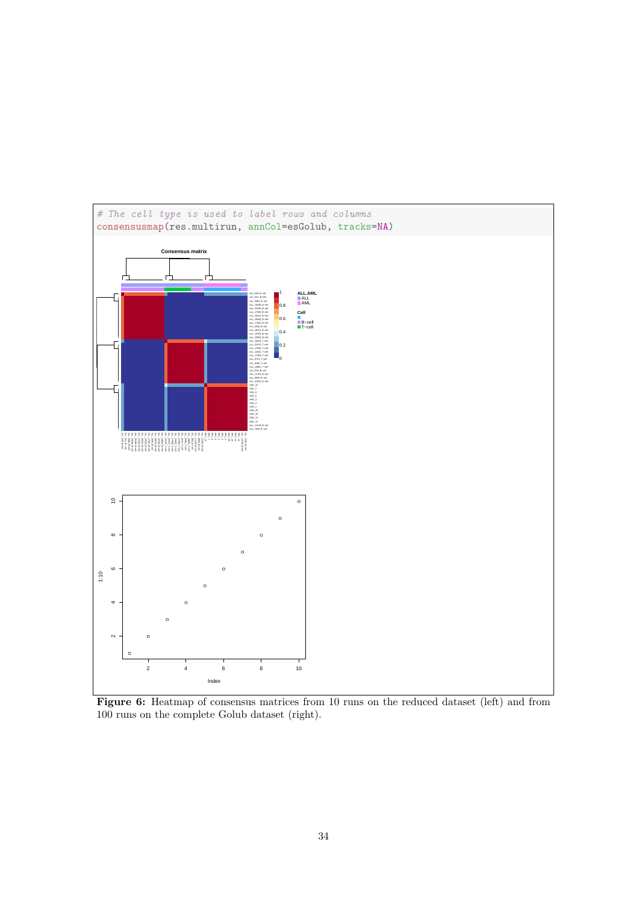```
# The cell type is used to label rows and columns
consensusmap(res.multirun, annCol=esGolub, tracks=NA)
```

Consensus matrix

ALL_AML
ALL
AML

Cell
B−cell
T−cell

1
0.8
0.6
0.4
0.2
0

10
8
6
4
2

1:10

2
4
6
8
10

Index

**Figure 6:** Heatmap of consensus matrices from 10 runs on the reduced dataset (left) and from 100 runs on the complete Golub dataset (right).